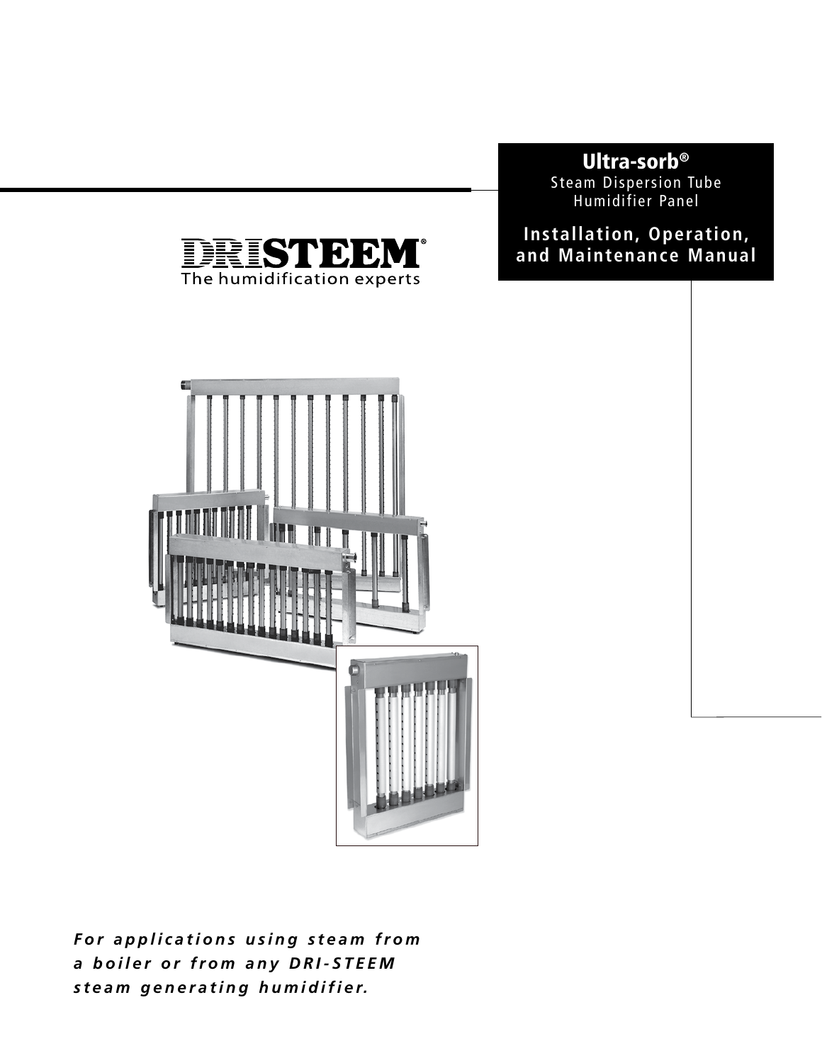# Ultra-sorb®

Steam Dispersion Tube Humidifier Panel

## Installation, Operation, and Maintenance Manual

DRISTEEM®
The humidification experts

***For applications using steam from a boiler or from any DRI-STEEM steam generating humidifier.***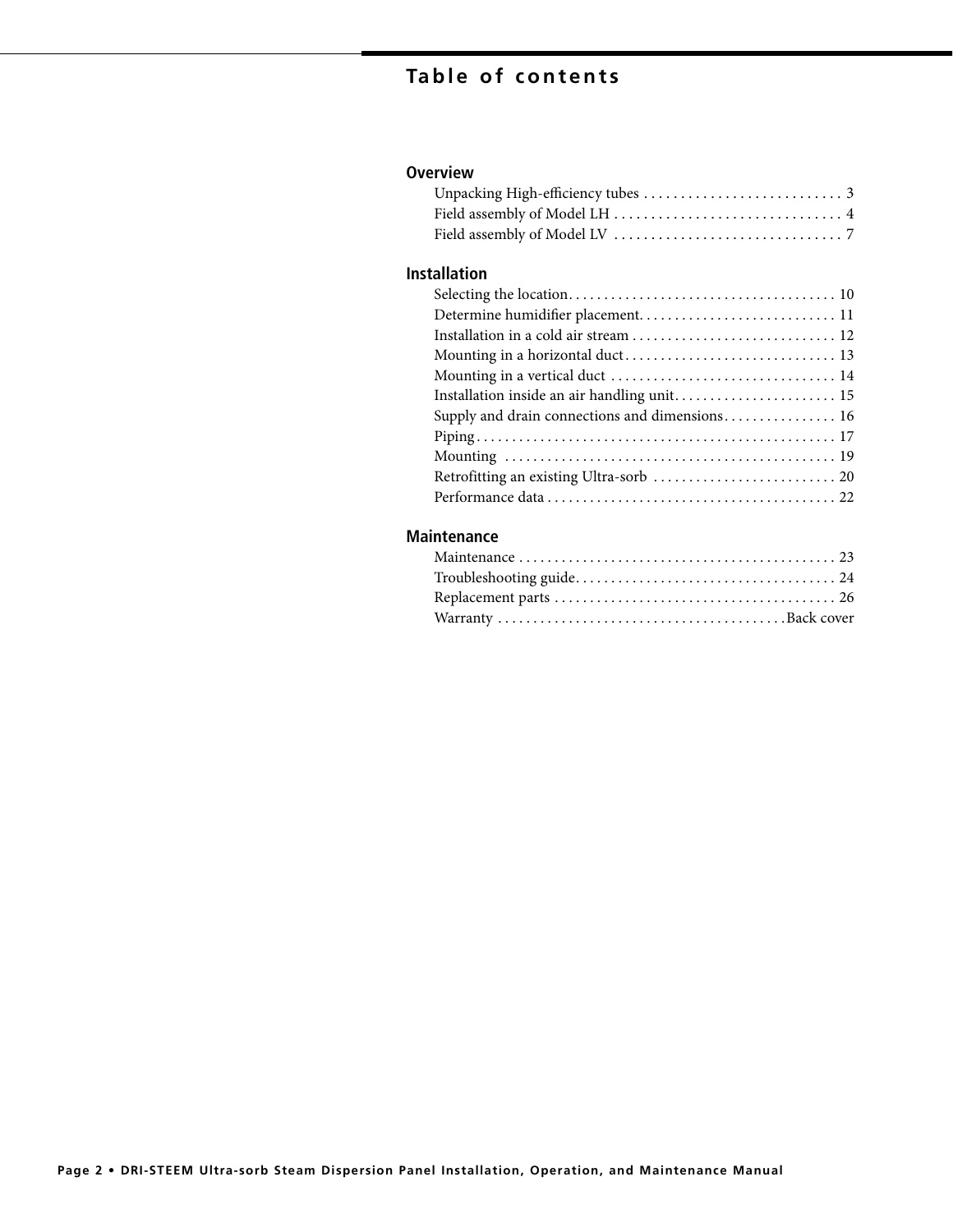# Table of contents

## Overview

- Unpacking High-efficiency tubes . . . . . . . . . . . . . . . . . . . . . . . . . . . 3
- Field assembly of Model LH . . . . . . . . . . . . . . . . . . . . . . . . . . . . . . . 4
- Field assembly of Model LV . . . . . . . . . . . . . . . . . . . . . . . . . . . . . . . 7

## Installation

- Selecting the location. . . . . . . . . . . . . . . . . . . . . . . . . . . . . . . . . . . . . 10
- Determine humidifier placement. . . . . . . . . . . . . . . . . . . . . . . . . . . 11
- Installation in a cold air stream . . . . . . . . . . . . . . . . . . . . . . . . . . . . 12
- Mounting in a horizontal duct. . . . . . . . . . . . . . . . . . . . . . . . . . . . . 13
- Mounting in a vertical duct . . . . . . . . . . . . . . . . . . . . . . . . . . . . . . . 14
- Installation inside an air handling unit. . . . . . . . . . . . . . . . . . . . . . 15
- Supply and drain connections and dimensions. . . . . . . . . . . . . . . . 16
- Piping. . . . . . . . . . . . . . . . . . . . . . . . . . . . . . . . . . . . . . . . . . . . . . . . . . 17
- Mounting . . . . . . . . . . . . . . . . . . . . . . . . . . . . . . . . . . . . . . . . . . . . . . 19
- Retrofitting an existing Ultra-sorb . . . . . . . . . . . . . . . . . . . . . . . . . . 20
- Performance data . . . . . . . . . . . . . . . . . . . . . . . . . . . . . . . . . . . . . . . . 22

## Maintenance

- Maintenance . . . . . . . . . . . . . . . . . . . . . . . . . . . . . . . . . . . . . . . . . . . . 23
- Troubleshooting guide. . . . . . . . . . . . . . . . . . . . . . . . . . . . . . . . . . . . 24
- Replacement parts . . . . . . . . . . . . . . . . . . . . . . . . . . . . . . . . . . . . . . . 26
- Warranty . . . . . . . . . . . . . . . . . . . . . . . . . . . . . . . . . . . . . . . .Back cover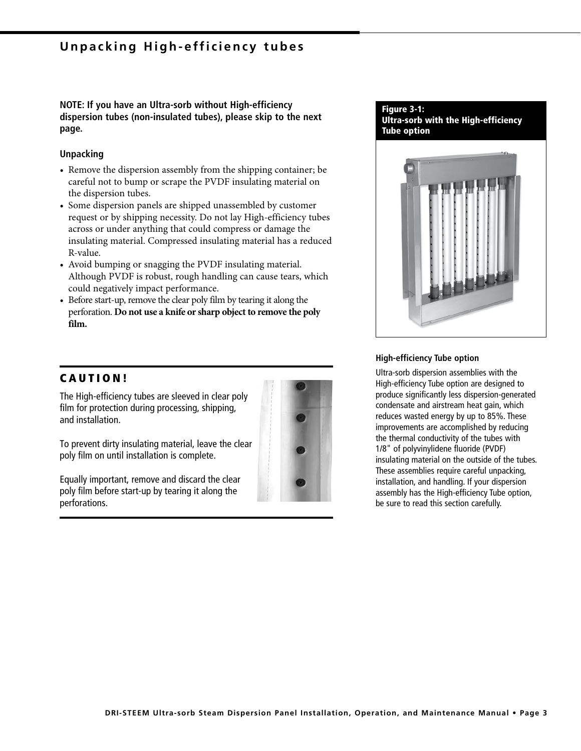# Unpacking High-efficiency tubes

**NOTE: If you have an Ultra-sorb without High-efficiency dispersion tubes (non-insulated tubes), please skip to the next page.**

### Unpacking

- Remove the dispersion assembly from the shipping container; be careful not to bump or scrape the PVDF insulating material on the dispersion tubes.
- Some dispersion panels are shipped unassembled by customer request or by shipping necessity. Do not lay High-efficiency tubes across or under anything that could compress or damage the insulating material. Compressed insulating material has a reduced R-value.
- Avoid bumping or snagging the PVDF insulating material. Although PVDF is robust, rough handling can cause tears, which could negatively impact performance.
- Before start-up, remove the clear poly film by tearing it along the perforation. **Do not use a knife or sharp object to remove the poly film.**

## CAUTION!

The High-efficiency tubes are sleeved in clear poly film for protection during processing, shipping, and installation.

To prevent dirty insulating material, leave the clear poly film on until installation is complete.

Equally important, remove and discard the clear poly film before start-up by tearing it along the perforations.

**Figure 3-1: Ultra-sorb with the High-efficiency Tube option**

### High-efficiency Tube option

Ultra-sorb dispersion assemblies with the High-efficiency Tube option are designed to produce significantly less dispersion-generated condensate and airstream heat gain, which reduces wasted energy by up to 85%. These improvements are accomplished by reducing the thermal conductivity of the tubes with 1/8" of polyvinylidene fluoride (PVDF) insulating material on the outside of the tubes. These assemblies require careful unpacking, installation, and handling. If your dispersion assembly has the High-efficiency Tube option, be sure to read this section carefully.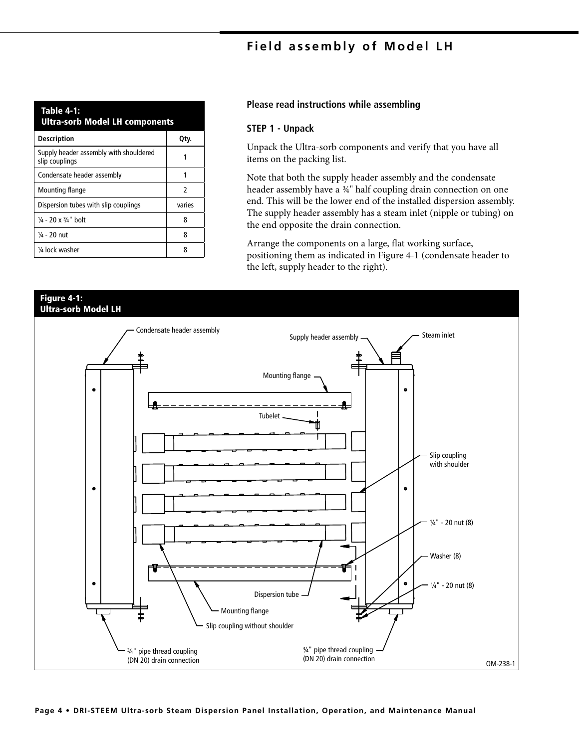# Field assembly of Model LH

**Table 4-1: Ultra-sorb Model LH components**

| Description | Qty. |
|---|---|
| Supply header assembly with shouldered slip couplings | 1 |
| Condensate header assembly | 1 |
| Mounting flange | 2 |
| Dispersion tubes with slip couplings | varies |
| ¼ - 20 x ¾" bolt | 8 |
| ¼ - 20 nut | 8 |
| ¼ lock washer | 8 |

**Please read instructions while assembling**

**STEP 1 - Unpack**

Unpack the Ultra-sorb components and verify that you have all items on the packing list.

Note that both the supply header assembly and the condensate header assembly have a ¾" half coupling drain connection on one end. This will be the lower end of the installed dispersion assembly. The supply header assembly has a steam inlet (nipple or tubing) on the end opposite the drain connection.

Arrange the components on a large, flat working surface, positioning them as indicated in Figure 4-1 (condensate header to the left, supply header to the right).

**Figure 4-1: Ultra-sorb Model LH**

Condensate header assembly
Supply header assembly
Steam inlet
Mounting flange
Tubelet
Slip coupling with shoulder
¼" - 20 nut (8)
Washer (8)
¼" - 20 nut (8)
Dispersion tube
Mounting flange
Slip coupling without shoulder
¾" pipe thread coupling (DN 20) drain connection
¾" pipe thread coupling (DN 20) drain connection
OM-238-1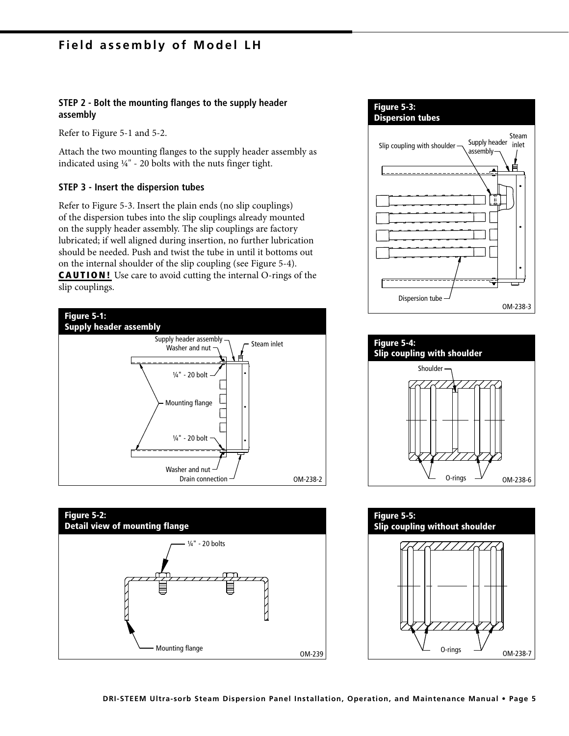# Field assembly of Model LH

### STEP 2 - Bolt the mounting flanges to the supply header assembly

Refer to Figure 5-1 and 5-2.

Attach the two mounting flanges to the supply header assembly as indicated using ¼" - 20 bolts with the nuts finger tight.

### STEP 3 - Insert the dispersion tubes

Refer to Figure 5-3. Insert the plain ends (no slip couplings) of the dispersion tubes into the slip couplings already mounted on the supply header assembly. The slip couplings are factory lubricated; if well aligned during insertion, no further lubrication should be needed. Push and twist the tube in until it bottoms out on the internal shoulder of the slip coupling (see Figure 5-4). **CAUTION!** Use care to avoid cutting the internal O-rings of the slip couplings.

**Figure 5-1: Supply header assembly**

Supply header assembly; Washer and nut; Steam inlet; ¼" - 20 bolt; Mounting flange; ¼" - 20 bolt; Washer and nut; Drain connection

OM-238-2

**Figure 5-2: Detail view of mounting flange**

¼" - 20 bolts; Mounting flange

OM-239

**Figure 5-3: Dispersion tubes**

Slip coupling with shoulder; Supply header assembly; Steam inlet; Dispersion tube

OM-238-3

**Figure 5-4: Slip coupling with shoulder**

Shoulder; O-rings

OM-238-6

**Figure 5-5: Slip coupling without shoulder**

O-rings

OM-238-7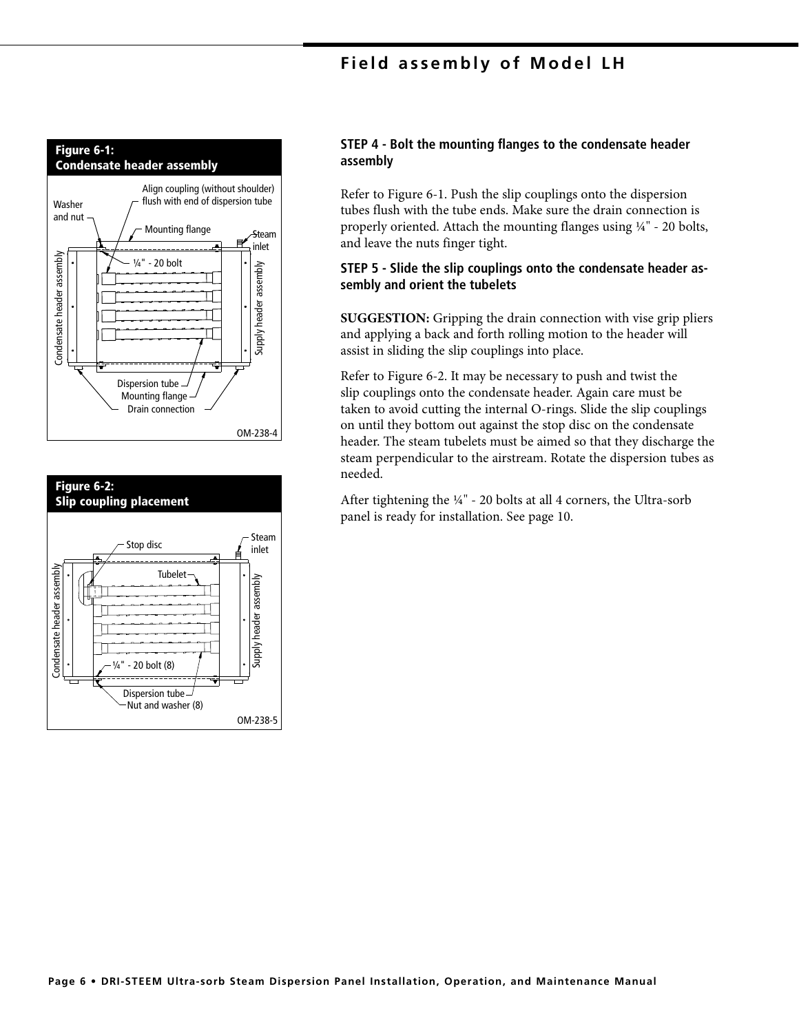## Field assembly of Model LH

**Figure 6-1:**
**Condensate header assembly**

Align coupling (without shoulder) flush with end of dispersion tube

Washer and nut

Mounting flange

Steam inlet

¼" - 20 bolt

Condensate header assembly

Supply header assembly

Dispersion tube

Mounting flange

Drain connection

OM-238-4

**Figure 6-2:**
**Slip coupling placement**

Stop disc

Steam inlet

Tubelet

Condensate header assembly

Supply header assembly

¼" - 20 bolt (8)

Dispersion tube

Nut and washer (8)

OM-238-5

### STEP 4 - Bolt the mounting flanges to the condensate header assembly

Refer to Figure 6-1. Push the slip couplings onto the dispersion tubes flush with the tube ends. Make sure the drain connection is properly oriented. Attach the mounting flanges using ¼" - 20 bolts, and leave the nuts finger tight.

### STEP 5 - Slide the slip couplings onto the condensate header assembly and orient the tubelets

**SUGGESTION:** Gripping the drain connection with vise grip pliers and applying a back and forth rolling motion to the header will assist in sliding the slip couplings into place.

Refer to Figure 6-2. It may be necessary to push and twist the slip couplings onto the condensate header. Again care must be taken to avoid cutting the internal O-rings. Slide the slip couplings on until they bottom out against the stop disc on the condensate header. The steam tubelets must be aimed so that they discharge the steam perpendicular to the airstream. Rotate the dispersion tubes as needed.

After tightening the ¼" - 20 bolts at all 4 corners, the Ultra-sorb panel is ready for installation. See page 10.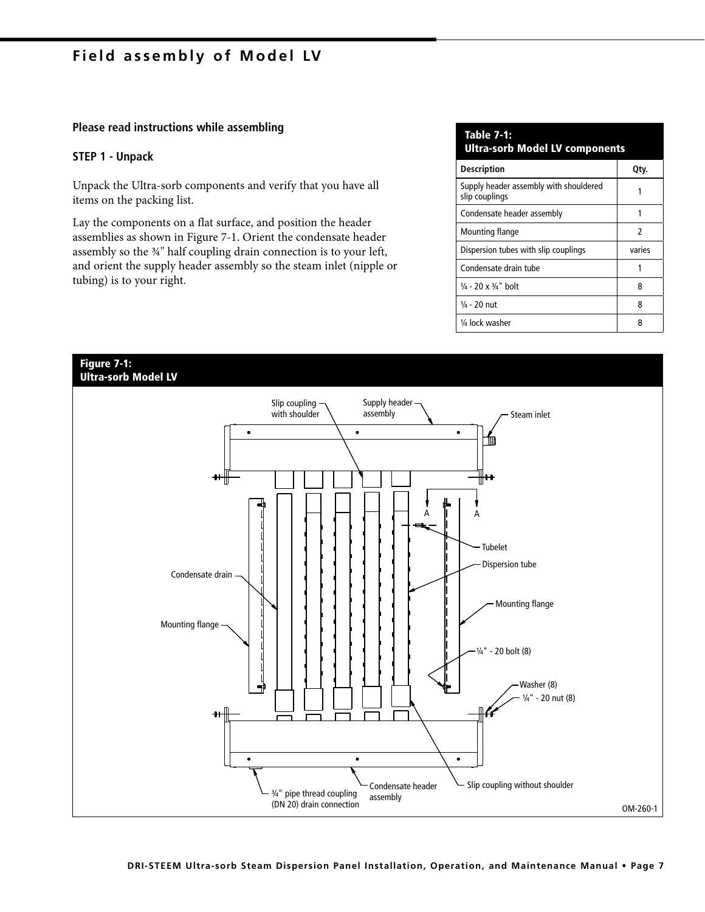# Field assembly of Model LV

**Please read instructions while assembling**

**STEP 1 - Unpack**

Unpack the Ultra-sorb components and verify that you have all items on the packing list.

Lay the components on a flat surface, and position the header assemblies as shown in Figure 7-1. Orient the condensate header assembly so the ¾" half coupling drain connection is to your left, and orient the supply header assembly so the steam inlet (nipple or tubing) is to your right.

**Table 7-1: Ultra-sorb Model LV components**

| Description | Qty. |
|---|---|
| Supply header assembly with shouldered slip couplings | 1 |
| Condensate header assembly | 1 |
| Mounting flange | 2 |
| Dispersion tubes with slip couplings | varies |
| Condensate drain tube | 1 |
| ¼ - 20 x ¾" bolt | 8 |
| ¼ - 20 nut | 8 |
| ¼ lock washer | 8 |

**Figure 7-1: Ultra-sorb Model LV**

Slip coupling with shoulder
Supply header assembly
Steam inlet
A A
Tubelet
Dispersion tube
Condensate drain
Mounting flange
Mounting flange
¼" - 20 bolt (8)
Washer (8)
¼" - 20 nut (8)
¾" pipe thread coupling (DN 20) drain connection
Condensate header assembly
Slip coupling without shoulder

OM-260-1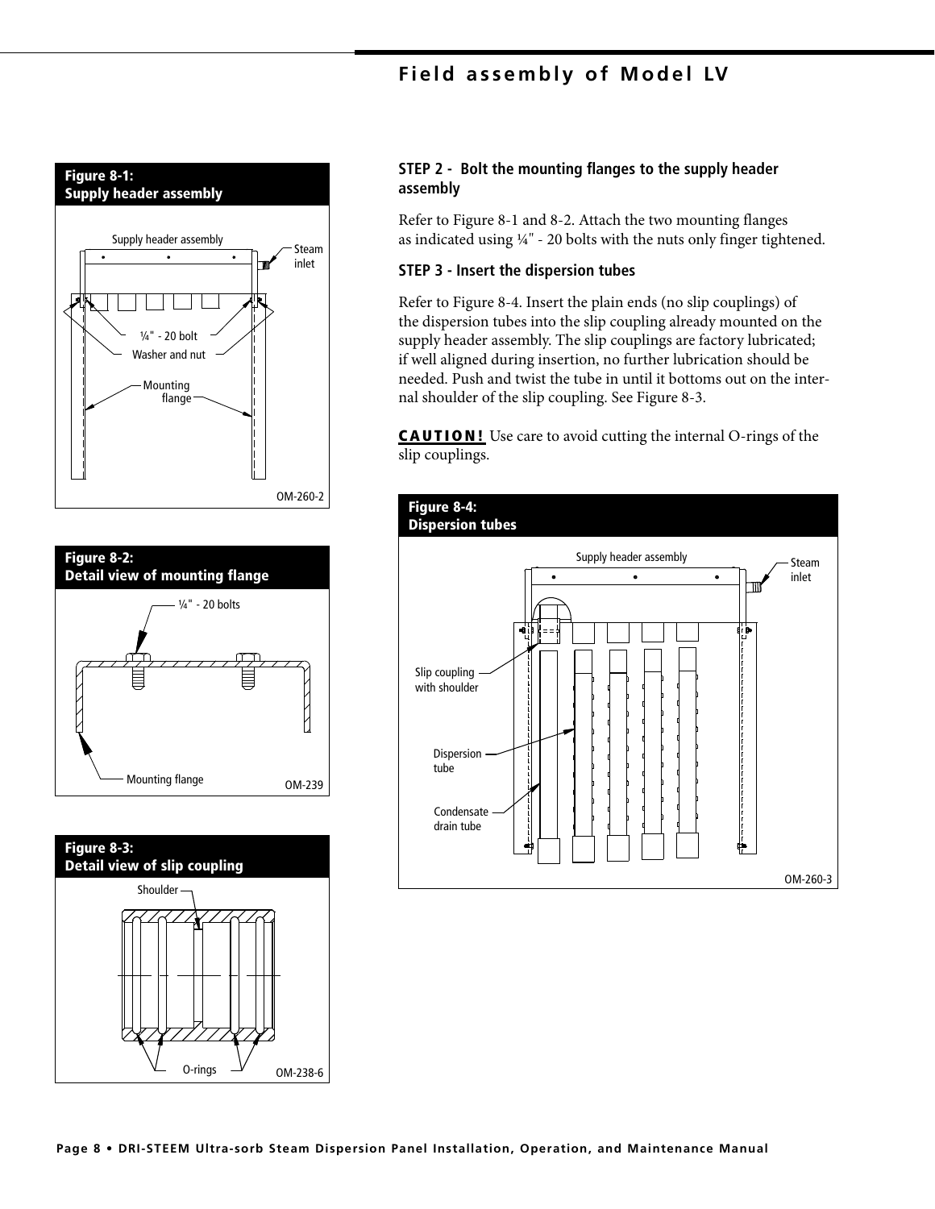## Field assembly of Model LV

**Figure 8-1: Supply header assembly**

Supply header assembly

Steam inlet

¼" - 20 bolt

Washer and nut

Mounting flange

OM-260-2

**Figure 8-2: Detail view of mounting flange**

¼" - 20 bolts

Mounting flange

OM-239

**Figure 8-3: Detail view of slip coupling**

Shoulder

O-rings

OM-238-6

### STEP 2 - Bolt the mounting flanges to the supply header assembly

Refer to Figure 8-1 and 8-2. Attach the two mounting flanges as indicated using ¼" - 20 bolts with the nuts only finger tightened.

### STEP 3 - Insert the dispersion tubes

Refer to Figure 8-4. Insert the plain ends (no slip couplings) of the dispersion tubes into the slip coupling already mounted on the supply header assembly. The slip couplings are factory lubricated; if well aligned during insertion, no further lubrication should be needed. Push and twist the tube in until it bottoms out on the internal shoulder of the slip coupling. See Figure 8-3.

**CAUTION!** Use care to avoid cutting the internal O-rings of the slip couplings.

**Figure 8-4: Dispersion tubes**

Supply header assembly

Steam inlet

Slip coupling with shoulder

Dispersion tube

Condensate drain tube

OM-260-3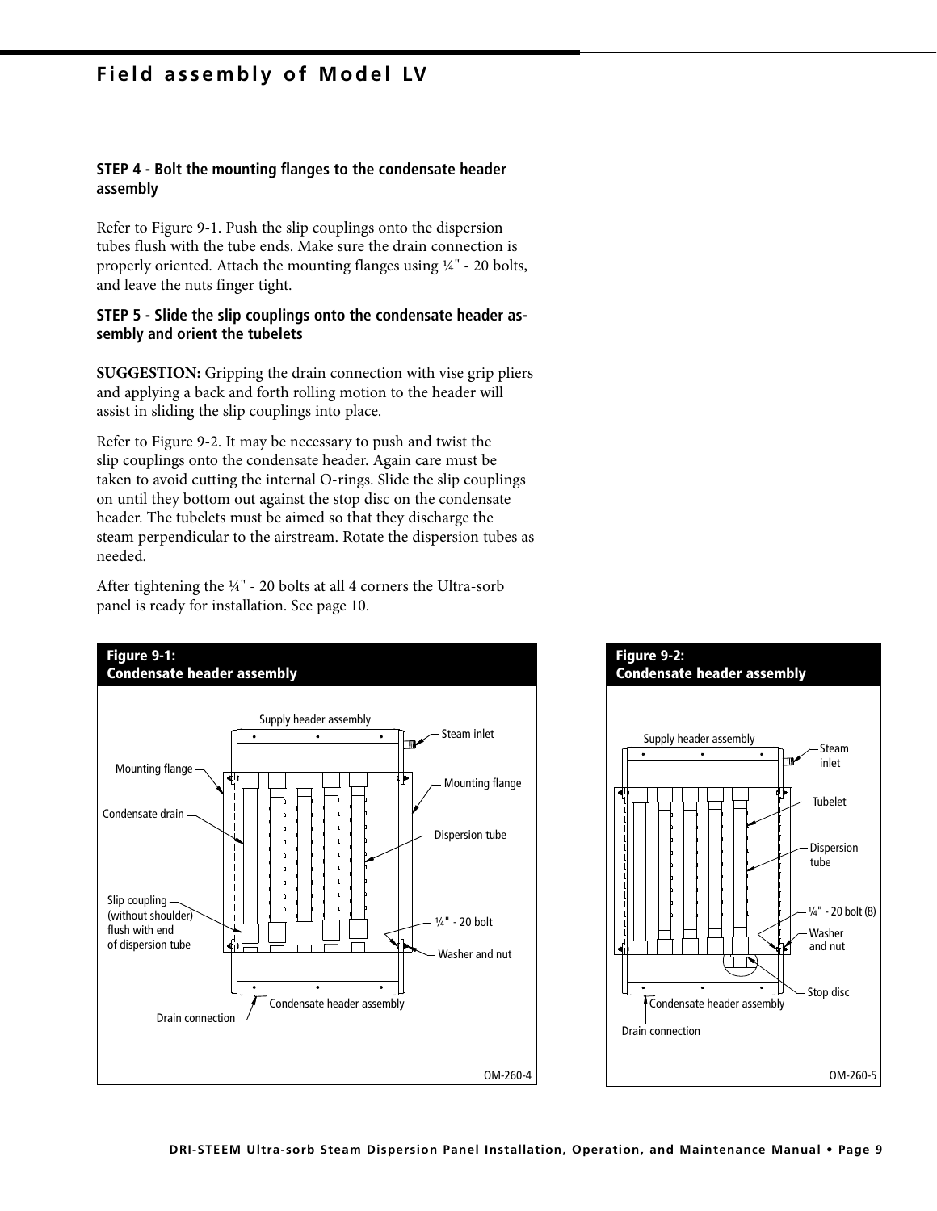# Field assembly of Model LV

### STEP 4 - Bolt the mounting flanges to the condensate header assembly

Refer to Figure 9-1. Push the slip couplings onto the dispersion tubes flush with the tube ends. Make sure the drain connection is properly oriented. Attach the mounting flanges using ¼" - 20 bolts, and leave the nuts finger tight.

### STEP 5 - Slide the slip couplings onto the condensate header assembly and orient the tubelets

**SUGGESTION:** Gripping the drain connection with vise grip pliers and applying a back and forth rolling motion to the header will assist in sliding the slip couplings into place.

Refer to Figure 9-2. It may be necessary to push and twist the slip couplings onto the condensate header. Again care must be taken to avoid cutting the internal O-rings. Slide the slip couplings on until they bottom out against the stop disc on the condensate header. The tubelets must be aimed so that they discharge the steam perpendicular to the airstream. Rotate the dispersion tubes as needed.

After tightening the ¼" - 20 bolts at all 4 corners the Ultra-sorb panel is ready for installation. See page 10.

**Figure 9-1: Condensate header assembly**

Supply header assembly, Steam inlet, Mounting flange, Mounting flange, Condensate drain, Dispersion tube, Slip coupling (without shoulder) flush with end of dispersion tube, ¼" - 20 bolt, Washer and nut, Condensate header assembly, Drain connection

OM-260-4

**Figure 9-2: Condensate header assembly**

Supply header assembly, Steam inlet, Tubelet, Dispersion tube, ¼" - 20 bolt (8), Washer and nut, Stop disc, Condensate header assembly, Drain connection

OM-260-5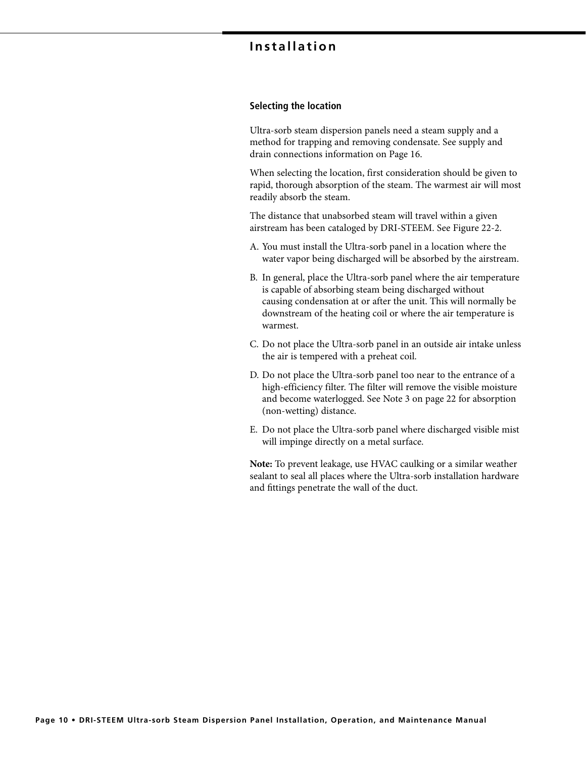# Installation

## Selecting the location

Ultra-sorb steam dispersion panels need a steam supply and a method for trapping and removing condensate. See supply and drain connections information on Page 16.

When selecting the location, first consideration should be given to rapid, thorough absorption of the steam. The warmest air will most readily absorb the steam.

The distance that unabsorbed steam will travel within a given airstream has been cataloged by DRI-STEEM. See Figure 22-2.

A. You must install the Ultra-sorb panel in a location where the water vapor being discharged will be absorbed by the airstream.

B. In general, place the Ultra-sorb panel where the air temperature is capable of absorbing steam being discharged without causing condensation at or after the unit. This will normally be downstream of the heating coil or where the air temperature is warmest.

C. Do not place the Ultra-sorb panel in an outside air intake unless the air is tempered with a preheat coil.

D. Do not place the Ultra-sorb panel too near to the entrance of a high-efficiency filter. The filter will remove the visible moisture and become waterlogged. See Note 3 on page 22 for absorption (non-wetting) distance.

E. Do not place the Ultra-sorb panel where discharged visible mist will impinge directly on a metal surface.

**Note:** To prevent leakage, use HVAC caulking or a similar weather sealant to seal all places where the Ultra-sorb installation hardware and fittings penetrate the wall of the duct.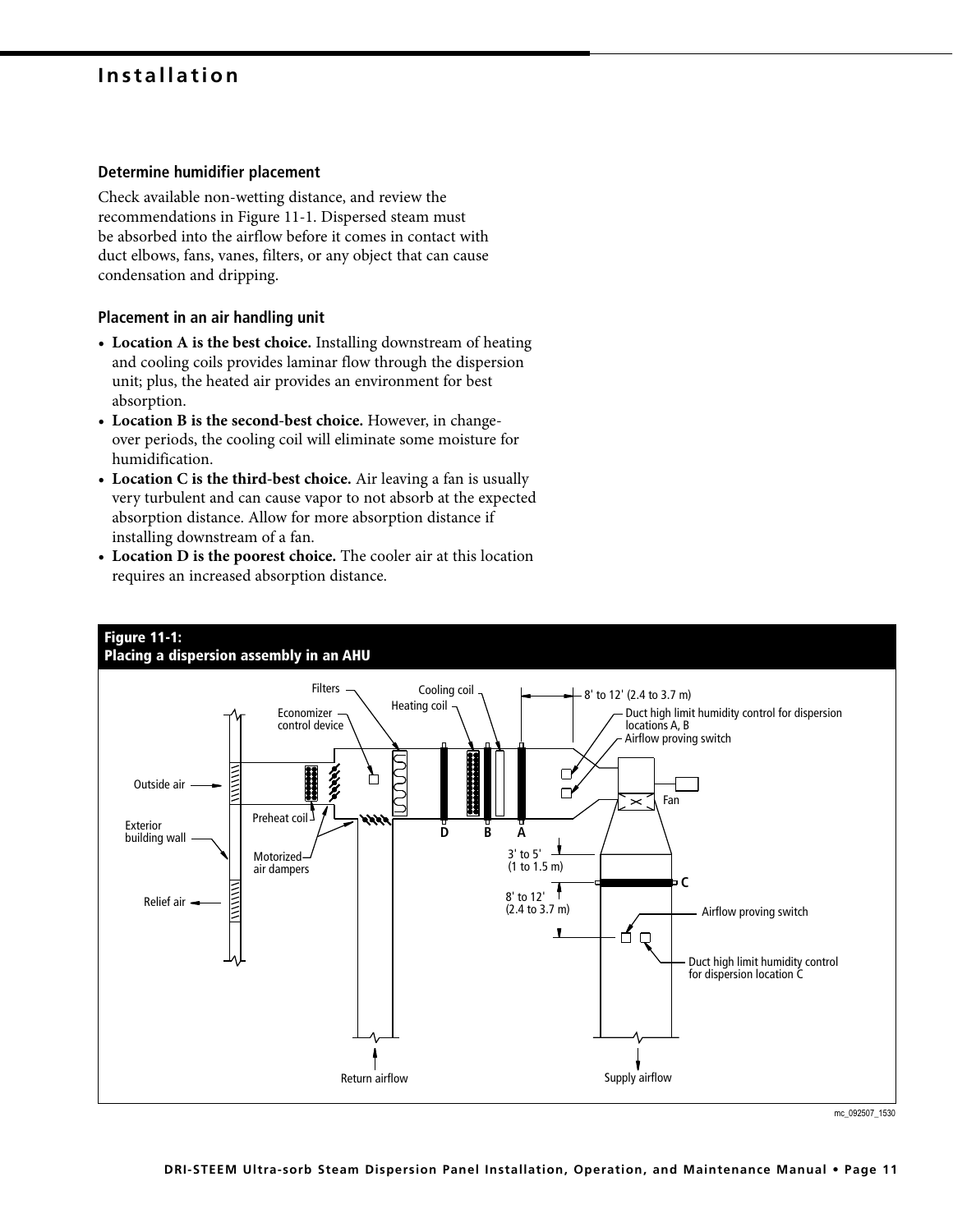## Installation

### Determine humidifier placement

Check available non-wetting distance, and review the recommendations in Figure 11-1. Dispersed steam must be absorbed into the airflow before it comes in contact with duct elbows, fans, vanes, filters, or any object that can cause condensation and dripping.

### Placement in an air handling unit

- **Location A is the best choice.** Installing downstream of heating and cooling coils provides laminar flow through the dispersion unit; plus, the heated air provides an environment for best absorption.
- **Location B is the second-best choice.** However, in change-over periods, the cooling coil will eliminate some moisture for humidification.
- **Location C is the third-best choice.** Air leaving a fan is usually very turbulent and can cause vapor to not absorb at the expected absorption distance. Allow for more absorption distance if installing downstream of a fan.
- **Location D is the poorest choice.** The cooler air at this location requires an increased absorption distance.

**Figure 11-1:**
**Placing a dispersion assembly in an AHU**

Filters, Cooling coil, Heating coil, Economizer control device, 8' to 12' (2.4 to 3.7 m), Duct high limit humidity control for dispersion locations A, B, Airflow proving switch, Outside air, Fan, Exterior building wall, Preheat coil, D, B, A, Motorized air dampers, 3' to 5' (1 to 1.5 m), C, Relief air, 8' to 12' (2.4 to 3.7 m), Airflow proving switch, Duct high limit humidity control for dispersion location C, Return airflow, Supply airflow

mc_092507_1530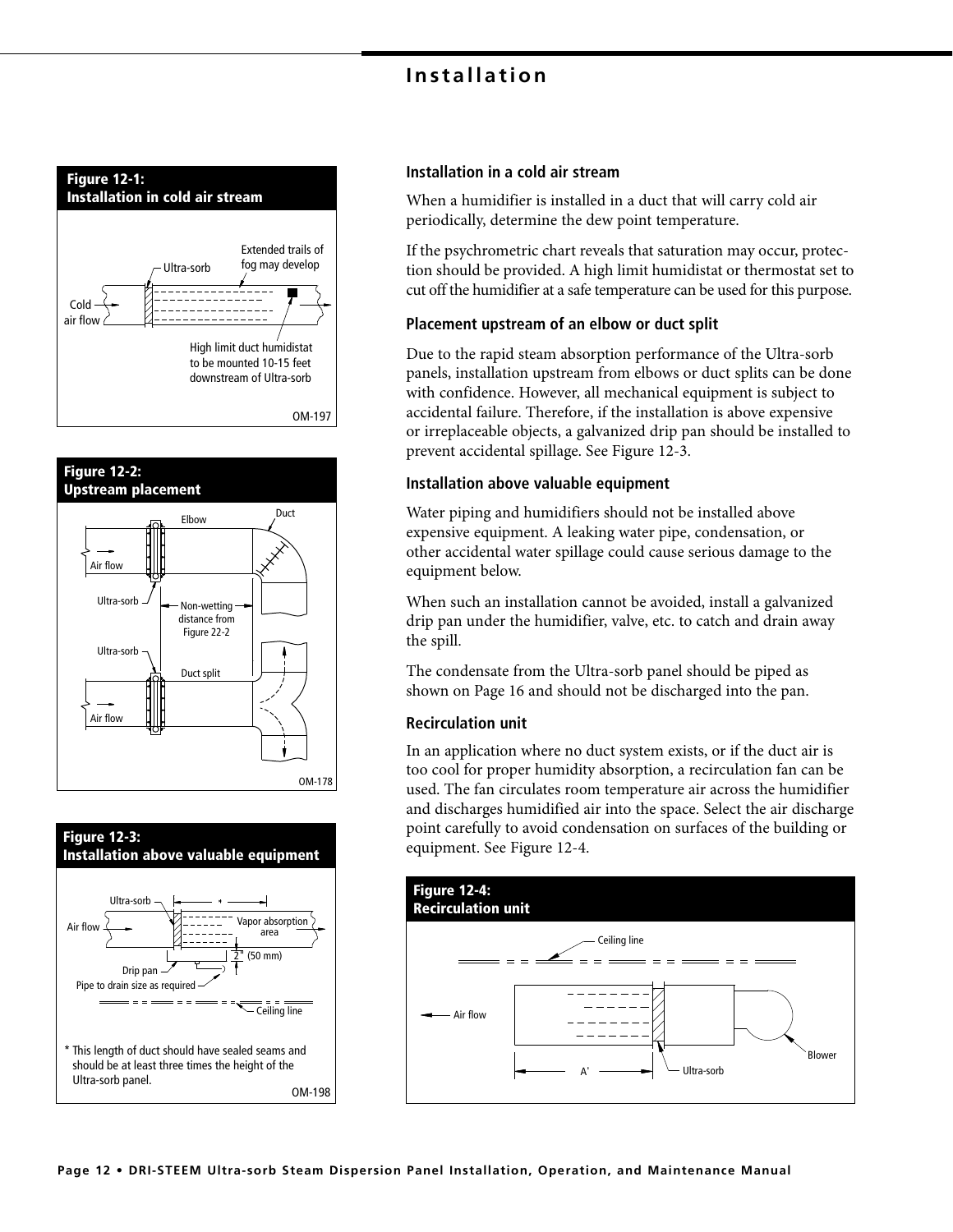## Installation

**Figure 12-1: Installation in cold air stream**

Ultra-sorb
Extended trails of fog may develop
Cold air flow
High limit duct humidistat to be mounted 10-15 feet downstream of Ultra-sorb

OM-197

**Figure 12-2: Upstream placement**

Elbow
Duct
Air flow
Ultra-sorb
Non-wetting distance from Figure 22-2
Ultra-sorb
Duct split
Air flow

OM-178

**Figure 12-3: Installation above valuable equipment**

Ultra-sorb
Air flow
Vapor absorption area
Drip pan
2" (50 mm)
Pipe to drain size as required
Ceiling line

* This length of duct should have sealed seams and should be at least three times the height of the Ultra-sorb panel.

OM-198

### Installation in a cold air stream

When a humidifier is installed in a duct that will carry cold air periodically, determine the dew point temperature.

If the psychrometric chart reveals that saturation may occur, protection should be provided. A high limit humidistat or thermostat set to cut off the humidifier at a safe temperature can be used for this purpose.

### Placement upstream of an elbow or duct split

Due to the rapid steam absorption performance of the Ultra-sorb panels, installation upstream from elbows or duct splits can be done with confidence. However, all mechanical equipment is subject to accidental failure. Therefore, if the installation is above expensive or irreplaceable objects, a galvanized drip pan should be installed to prevent accidental spillage. See Figure 12-3.

### Installation above valuable equipment

Water piping and humidifiers should not be installed above expensive equipment. A leaking water pipe, condensation, or other accidental water spillage could cause serious damage to the equipment below.

When such an installation cannot be avoided, install a galvanized drip pan under the humidifier, valve, etc. to catch and drain away the spill.

The condensate from the Ultra-sorb panel should be piped as shown on Page 16 and should not be discharged into the pan.

### Recirculation unit

In an application where no duct system exists, or if the duct air is too cool for proper humidity absorption, a recirculation fan can be used. The fan circulates room temperature air across the humidifier and discharges humidified air into the space. Select the air discharge point carefully to avoid condensation on surfaces of the building or equipment. See Figure 12-4.

**Figure 12-4: Recirculation unit**

Ceiling line
Air flow
A'
Ultra-sorb
Blower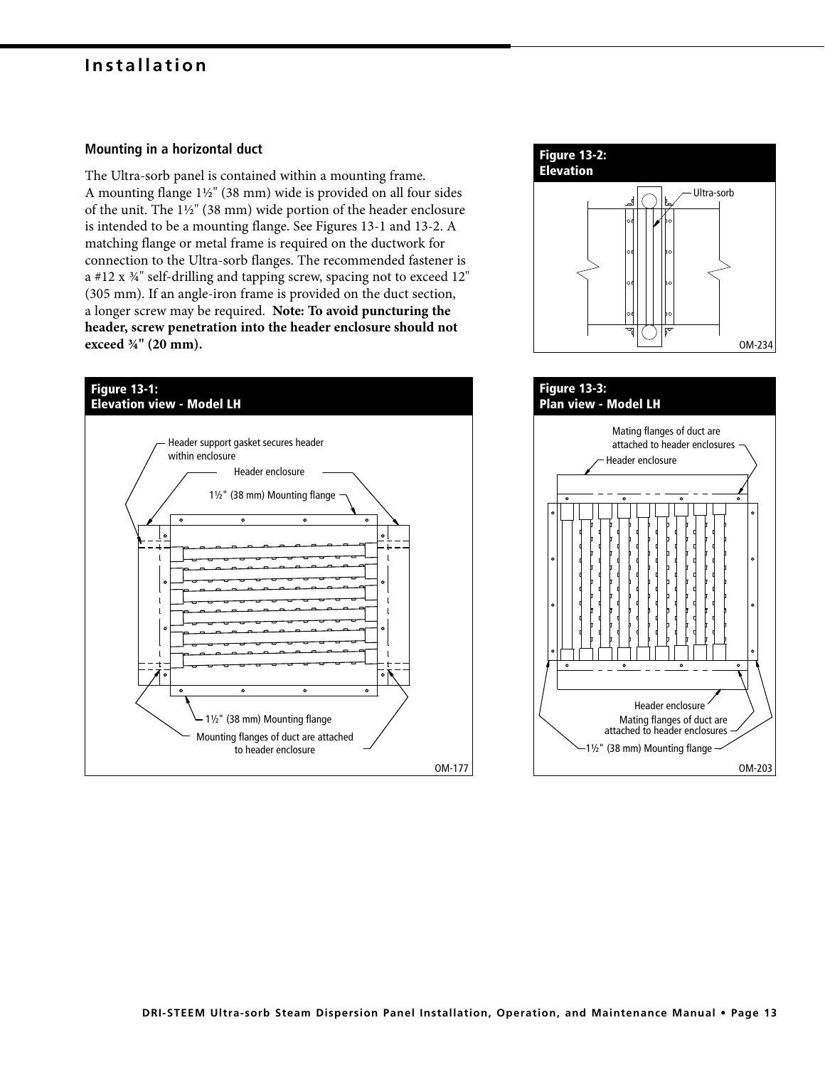# Installation

## Mounting in a horizontal duct

The Ultra-sorb panel is contained within a mounting frame. A mounting flange 1½" (38 mm) wide is provided on all four sides of the unit. The 1½" (38 mm) wide portion of the header enclosure is intended to be a mounting flange. See Figures 13-1 and 13-2. A matching flange or metal frame is required on the ductwork for connection to the Ultra-sorb flanges. The recommended fastener is a #12 x ¾" self-drilling and tapping screw, spacing not to exceed 12" (305 mm). If an angle-iron frame is provided on the duct section, a longer screw may be required. **Note: To avoid puncturing the header, screw penetration into the header enclosure should not exceed ¾" (20 mm).**

**Figure 13-1: Elevation view - Model LH**

Header support gasket secures header within enclosure

Header enclosure

1½" (38 mm) Mounting flange

1½" (38 mm) Mounting flange

Mounting flanges of duct are attached to header enclosure

OM-177

**Figure 13-2: Elevation**

Ultra-sorb

OM-234

**Figure 13-3: Plan view - Model LH**

Mating flanges of duct are attached to header enclosures

Header enclosure

Header enclosure

Mating flanges of duct are attached to header enclosures

1½" (38 mm) Mounting flange

OM-203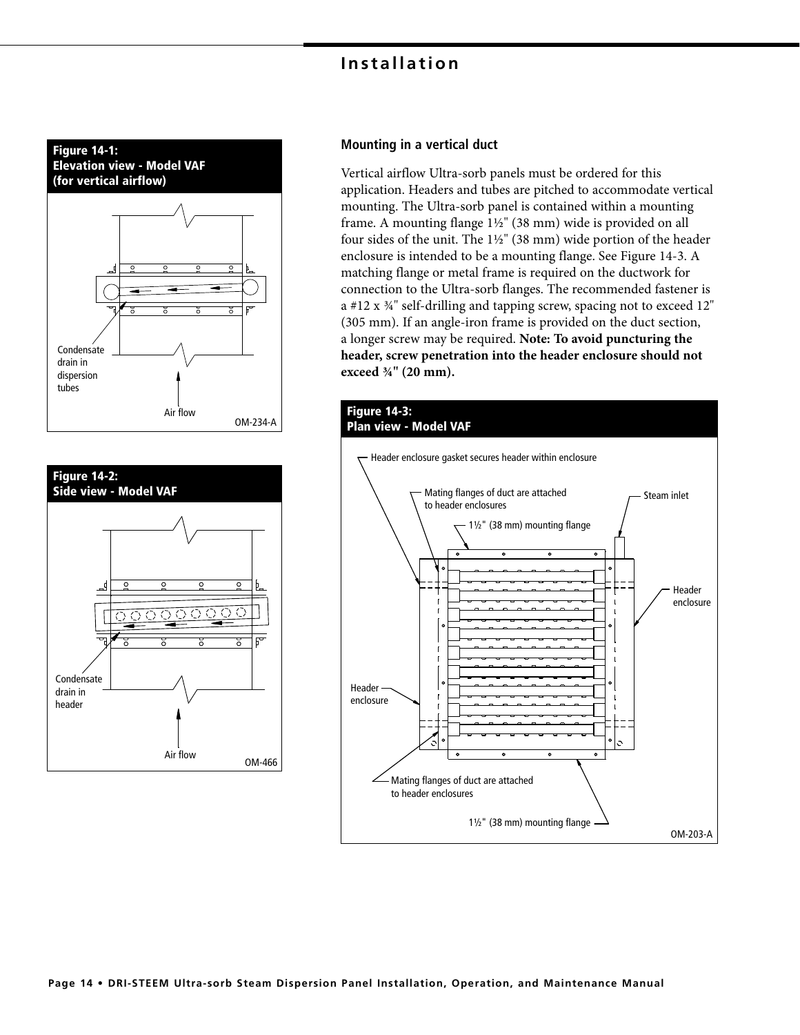## Installation

**Figure 14-1:**
**Elevation view - Model VAF**
**(for vertical airflow)**

Condensate drain in dispersion tubes

Air flow

OM-234-A

**Figure 14-2:**
**Side view - Model VAF**

Condensate drain in header

Air flow

OM-466

### Mounting in a vertical duct

Vertical airflow Ultra-sorb panels must be ordered for this application. Headers and tubes are pitched to accommodate vertical mounting. The Ultra-sorb panel is contained within a mounting frame. A mounting flange 1½" (38 mm) wide is provided on all four sides of the unit. The 1½" (38 mm) wide portion of the header enclosure is intended to be a mounting flange. See Figure 14-3. A matching flange or metal frame is required on the ductwork for connection to the Ultra-sorb flanges. The recommended fastener is a #12 x ¾" self-drilling and tapping screw, spacing not to exceed 12" (305 mm). If an angle-iron frame is provided on the duct section, a longer screw may be required. **Note: To avoid puncturing the header, screw penetration into the header enclosure should not exceed ¾" (20 mm).**

**Figure 14-3:**
**Plan view - Model VAF**

Header enclosure gasket secures header within enclosure

Mating flanges of duct are attached to header enclosures

1½" (38 mm) mounting flange

Steam inlet

Header enclosure

Header enclosure

Mating flanges of duct are attached to header enclosures

1½" (38 mm) mounting flange

OM-203-A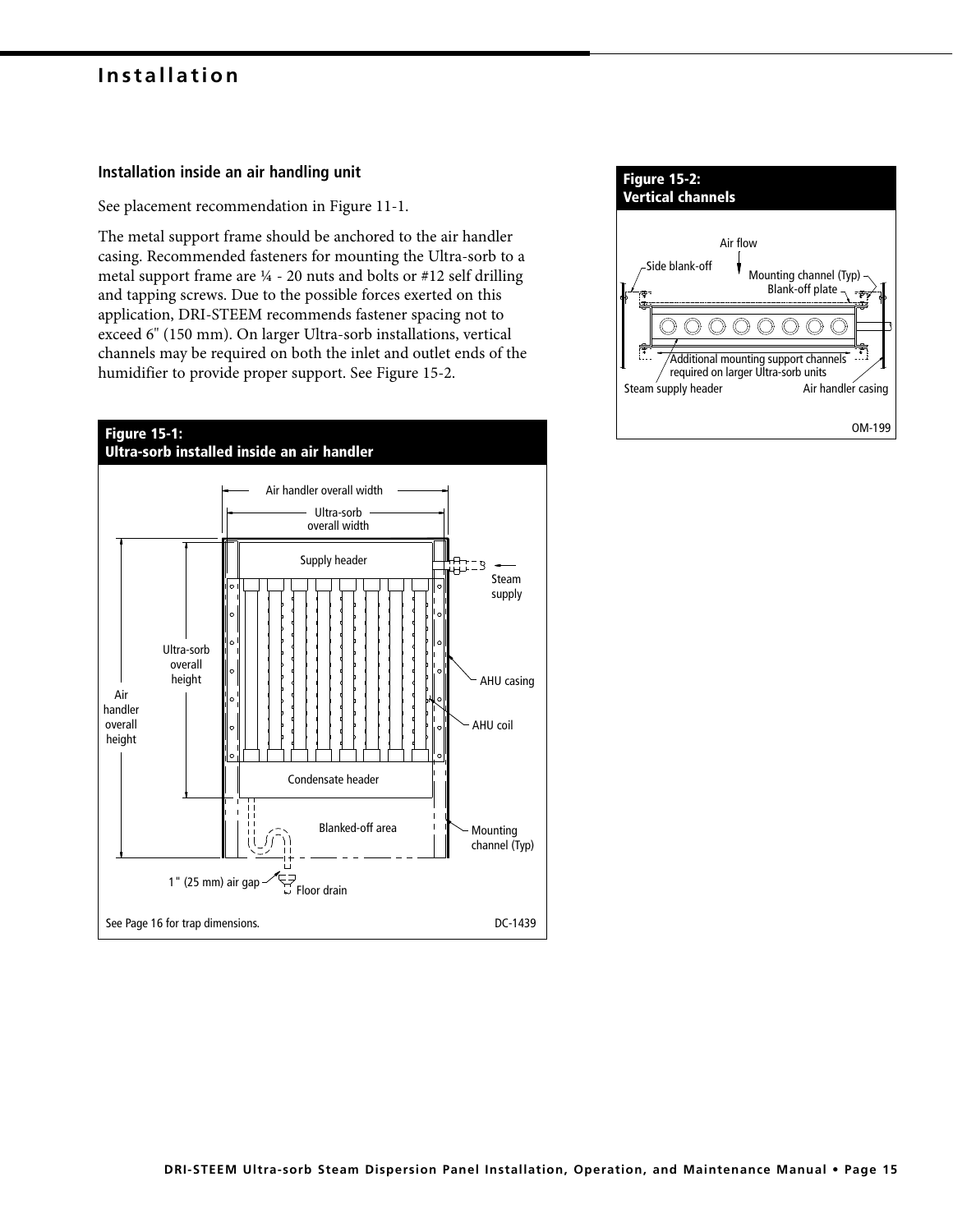## Installation

### Installation inside an air handling unit

See placement recommendation in Figure 11-1.

The metal support frame should be anchored to the air handler casing. Recommended fasteners for mounting the Ultra-sorb to a metal support frame are ¼ - 20 nuts and bolts or #12 self drilling and tapping screws. Due to the possible forces exerted on this application, DRI-STEEM recommends fastener spacing not to exceed 6" (150 mm). On larger Ultra-sorb installations, vertical channels may be required on both the inlet and outlet ends of the humidifier to provide proper support. See Figure 15-2.

**Figure 15-1: Ultra-sorb installed inside an air handler**

Air handler overall width
Ultra-sorb overall width
Supply header
Steam supply
Ultra-sorb overall height
Air handler overall height
AHU casing
AHU coil
Condensate header
Blanked-off area
Mounting channel (Typ)
1" (25 mm) air gap
Floor drain

See Page 16 for trap dimensions. DC-1439

**Figure 15-2: Vertical channels**

Air flow
Side blank-off
Mounting channel (Typ)
Blank-off plate
Additional mounting support channels required on larger Ultra-sorb units
Steam supply header
Air handler casing

OM-199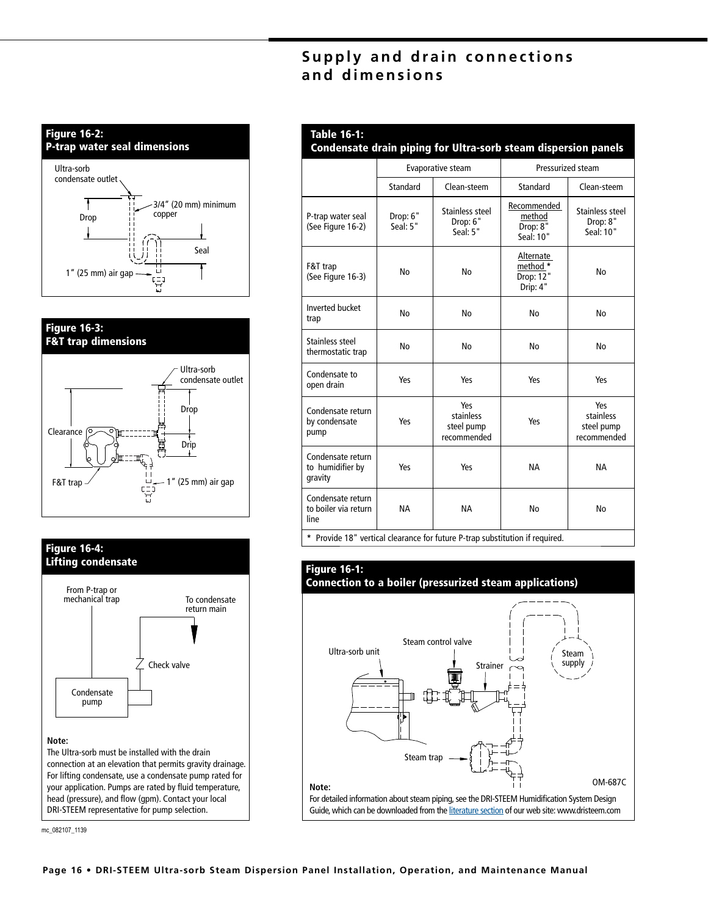# Supply and drain connections and dimensions

**Figure 16-2:**
**P-trap water seal dimensions**

Ultra-sorb condensate outlet

Drop

3/4" (20 mm) minimum copper

Seal

1" (25 mm) air gap

**Figure 16-3:**
**F&T trap dimensions**

Ultra-sorb condensate outlet

Drop

Clearance

Drip

F&T trap

1" (25 mm) air gap

**Figure 16-4:**
**Lifting condensate**

From P-trap or mechanical trap

To condensate return main

Check valve

Condensate pump

**Note:**
The Ultra-sorb must be installed with the drain connection at an elevation that permits gravity drainage. For lifting condensate, use a condensate pump rated for your application. Pumps are rated by fluid temperature, head (pressure), and flow (gpm). Contact your local DRI-STEEM representative for pump selection.

mc_082107_1139

**Table 16-1:**
**Condensate drain piping for Ultra-sorb steam dispersion panels**

| | Evaporative steam | | Pressurized steam | |
|---|---|---|---|---|
| | Standard | Clean-steem | Standard | Clean-steem |
| P-trap water seal (See Figure 16-2) | Drop: 6" Seal: 5" | Stainless steel Drop: 6" Seal: 5" | Recommended method Drop: 8" Seal: 10" | Stainless steel Drop: 8" Seal: 10" |
| F&T trap (See Figure 16-3) | No | No | Alternate method * Drop: 12" Drip: 4" | No |
| Inverted bucket trap | No | No | No | No |
| Stainless steel thermostatic trap | No | No | No | No |
| Condensate to open drain | Yes | Yes | Yes | Yes |
| Condensate return by condensate pump | Yes | Yes stainless steel pump recommended | Yes | Yes stainless steel pump recommended |
| Condensate return to humidifier by gravity | Yes | Yes | NA | NA |
| Condensate return to boiler via return line | NA | NA | No | No |

\* Provide 18" vertical clearance for future P-trap substitution if required.

**Figure 16-1:**
**Connection to a boiler (pressurized steam applications)**

Ultra-sorb unit

Steam control valve

Strainer

Steam supply

Steam trap

OM-687C

**Note:**
For detailed information about steam piping, see the DRI-STEEM Humidification System Design Guide, which can be downloaded from the literature section of our web site: www.dristeem.com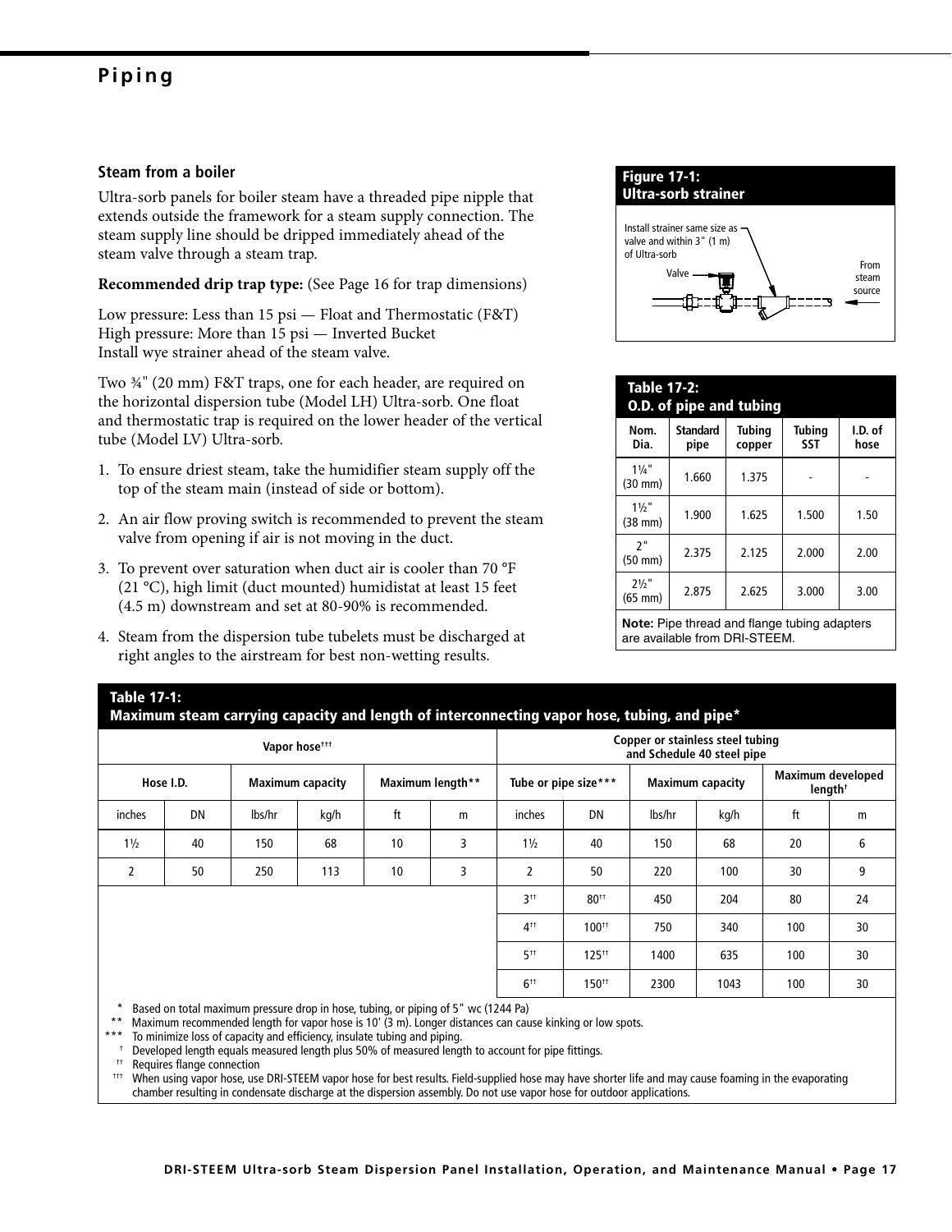# Piping

### Steam from a boiler

Ultra-sorb panels for boiler steam have a threaded pipe nipple that extends outside the framework for a steam supply connection. The steam supply line should be dripped immediately ahead of the steam valve through a steam trap.

**Recommended drip trap type:** (See Page 16 for trap dimensions)

Low pressure: Less than 15 psi — Float and Thermostatic (F&T)
High pressure: More than 15 psi — Inverted Bucket
Install wye strainer ahead of the steam valve.

Two ¾" (20 mm) F&T traps, one for each header, are required on the horizontal dispersion tube (Model LH) Ultra-sorb. One float and thermostatic trap is required on the lower header of the vertical tube (Model LV) Ultra-sorb.

1. To ensure driest steam, take the humidifier steam supply off the top of the steam main (instead of side or bottom).
2. An air flow proving switch is recommended to prevent the steam valve from opening if air is not moving in the duct.
3. To prevent over saturation when duct air is cooler than 70 °F (21 °C), high limit (duct mounted) humidistat at least 15 feet (4.5 m) downstream and set at 80-90% is recommended.
4. Steam from the dispersion tube tubelets must be discharged at right angles to the airstream for best non-wetting results.

**Figure 17-1: Ultra-sorb strainer**

Install strainer same size as valve and within 3" (1 m) of Ultra-sorb

Valve

From steam source

**Table 17-2: O.D. of pipe and tubing**

| Nom. Dia. | Standard pipe | Tubing copper | Tubing SST | I.D. of hose |
|---|---|---|---|---|
| 1¼" (30 mm) | 1.660 | 1.375 | - | - |
| 1½" (38 mm) | 1.900 | 1.625 | 1.500 | 1.50 |
| 2" (50 mm) | 2.375 | 2.125 | 2.000 | 2.00 |
| 2½" (65 mm) | 2.875 | 2.625 | 3.000 | 3.00 |

**Note:** Pipe thread and flange tubing adapters are available from DRI-STEEM.

**Table 17-1: Maximum steam carrying capacity and length of interconnecting vapor hose, tubing, and pipe***

| Vapor hose††† | | | | | | Copper or stainless steel tubing and Schedule 40 steel pipe | | | | | |
|---|---|---|---|---|---|---|---|---|---|---|---|
| Hose I.D. | | Maximum capacity | | Maximum length** | | Tube or pipe size*** | | Maximum capacity | | Maximum developed length† | |
| inches | DN | lbs/hr | kg/h | ft | m | inches | DN | lbs/hr | kg/h | ft | m |
| 1½ | 40 | 150 | 68 | 10 | 3 | 1½ | 40 | 150 | 68 | 20 | 6 |
| 2 | 50 | 250 | 113 | 10 | 3 | 2 | 50 | 220 | 100 | 30 | 9 |
| | | | | | | 3†† | 80†† | 450 | 204 | 80 | 24 |
| | | | | | | 4†† | 100†† | 750 | 340 | 100 | 30 |
| | | | | | | 5†† | 125†† | 1400 | 635 | 100 | 30 |
| | | | | | | 6†† | 150†† | 2300 | 1043 | 100 | 30 |

\* Based on total maximum pressure drop in hose, tubing, or piping of 5" wc (1244 Pa)
** Maximum recommended length for vapor hose is 10' (3 m). Longer distances can cause kinking or low spots.
*** To minimize loss of capacity and efficiency, insulate tubing and piping.
† Developed length equals measured length plus 50% of measured length to account for pipe fittings.
†† Requires flange connection
††† When using vapor hose, use DRI-STEEM vapor hose for best results. Field-supplied hose may have shorter life and may cause foaming in the evaporating chamber resulting in condensate discharge at the dispersion assembly. Do not use vapor hose for outdoor applications.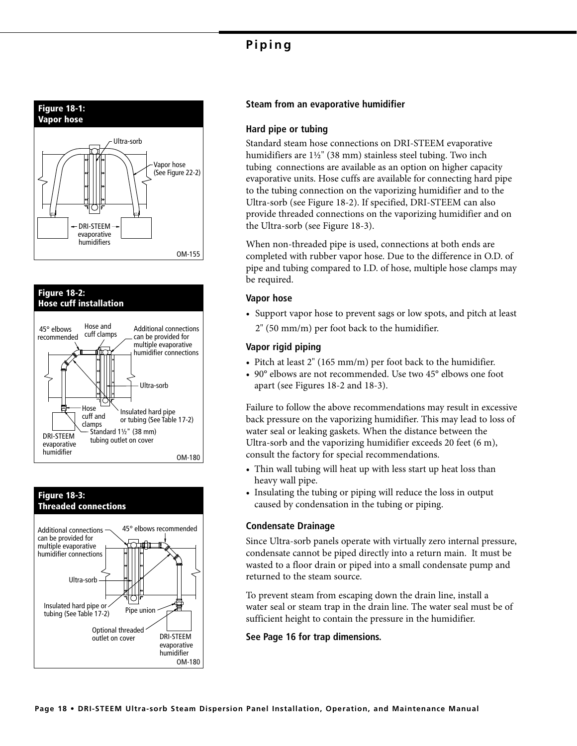# Piping

**Figure 18-1: Vapor hose**

Ultra-sorb

Vapor hose (See Figure 22-2)

DRI-STEEM evaporative humidifiers

OM-155

**Figure 18-2: Hose cuff installation**

45° elbows recommended

Hose and cuff clamps

Additional connections can be provided for multiple evaporative humidifier connections

Ultra-sorb

Hose cuff and clamps

Insulated hard pipe or tubing (See Table 17-2)

Standard 1½" (38 mm) tubing outlet on cover

DRI-STEEM evaporative humidifier

OM-180

**Figure 18-3: Threaded connections**

Additional connections can be provided for multiple evaporative humidifier connections

45° elbows recommended

Ultra-sorb

Insulated hard pipe or tubing (See Table 17-2)

Pipe union

Optional threaded outlet on cover

DRI-STEEM evaporative humidifier

OM-180

## Steam from an evaporative humidifier

### Hard pipe or tubing

Standard steam hose connections on DRI-STEEM evaporative humidifiers are 1½" (38 mm) stainless steel tubing. Two inch tubing connections are available as an option on higher capacity evaporative units. Hose cuffs are available for connecting hard pipe to the tubing connection on the vaporizing humidifier and to the Ultra-sorb (see Figure 18-2). If specified, DRI-STEEM can also provide threaded connections on the vaporizing humidifier and on the Ultra-sorb (see Figure 18-3).

When non-threaded pipe is used, connections at both ends are completed with rubber vapor hose. Due to the difference in O.D. of pipe and tubing compared to I.D. of hose, multiple hose clamps may be required.

### Vapor hose

- Support vapor hose to prevent sags or low spots, and pitch at least 2" (50 mm/m) per foot back to the humidifier.

### Vapor rigid piping

- Pitch at least 2" (165 mm/m) per foot back to the humidifier.
- 90° elbows are not recommended. Use two 45° elbows one foot apart (see Figures 18-2 and 18-3).

Failure to follow the above recommendations may result in excessive back pressure on the vaporizing humidifier. This may lead to loss of water seal or leaking gaskets. When the distance between the Ultra-sorb and the vaporizing humidifier exceeds 20 feet (6 m), consult the factory for special recommendations.

- Thin wall tubing will heat up with less start up heat loss than heavy wall pipe.
- Insulating the tubing or piping will reduce the loss in output caused by condensation in the tubing or piping.

### Condensate Drainage

Since Ultra-sorb panels operate with virtually zero internal pressure, condensate cannot be piped directly into a return main. It must be wasted to a floor drain or piped into a small condensate pump and returned to the steam source.

To prevent steam from escaping down the drain line, install a water seal or steam trap in the drain line. The water seal must be of sufficient height to contain the pressure in the humidifier.

**See Page 16 for trap dimensions.**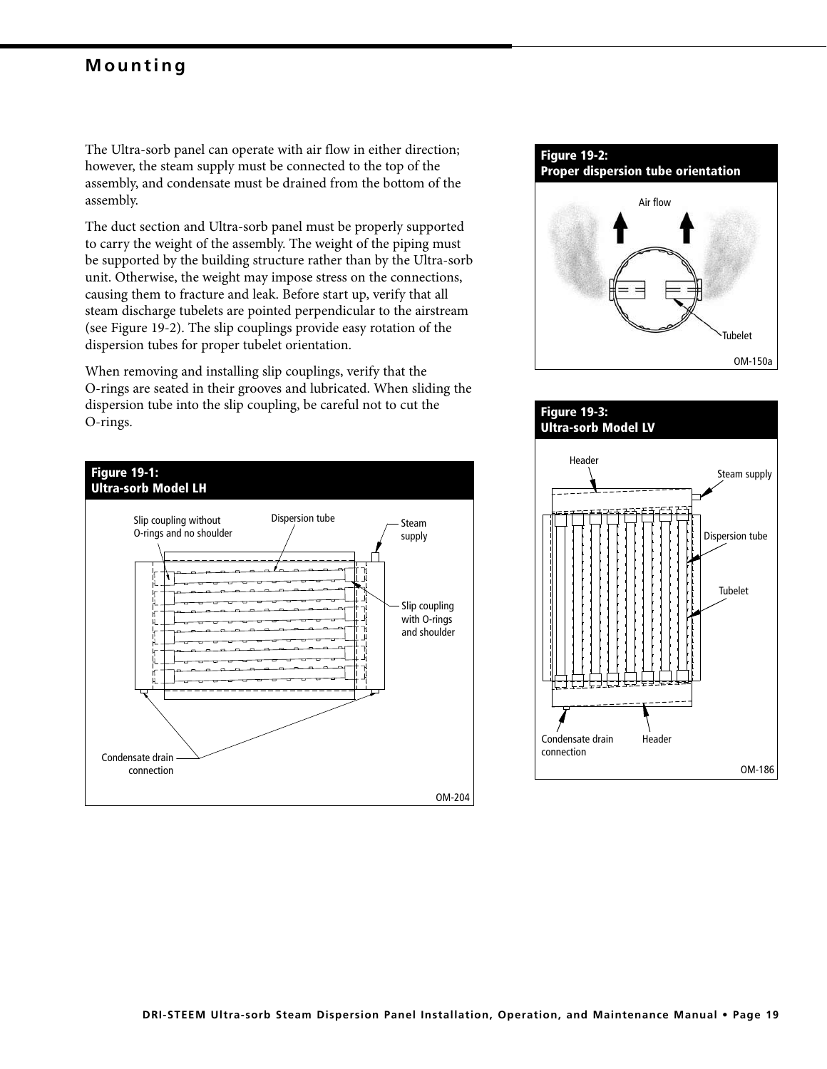# Mounting

The Ultra-sorb panel can operate with air flow in either direction; however, the steam supply must be connected to the top of the assembly, and condensate must be drained from the bottom of the assembly.

The duct section and Ultra-sorb panel must be properly supported to carry the weight of the assembly. The weight of the piping must be supported by the building structure rather than by the Ultra-sorb unit. Otherwise, the weight may impose stress on the connections, causing them to fracture and leak. Before start up, verify that all steam discharge tubelets are pointed perpendicular to the airstream (see Figure 19-2). The slip couplings provide easy rotation of the dispersion tubes for proper tubelet orientation.

When removing and installing slip couplings, verify that the O-rings are seated in their grooves and lubricated. When sliding the dispersion tube into the slip coupling, be careful not to cut the O-rings.

**Figure 19-1: Ultra-sorb Model LH**

Slip coupling without O-rings and no shoulder · Dispersion tube · Steam supply · Slip coupling with O-rings and shoulder · Condensate drain connection

OM-204

**Figure 19-2: Proper dispersion tube orientation**

Air flow · Tubelet

OM-150a

**Figure 19-3: Ultra-sorb Model LV**

Header · Steam supply · Dispersion tube · Tubelet · Condensate drain connection · Header

OM-186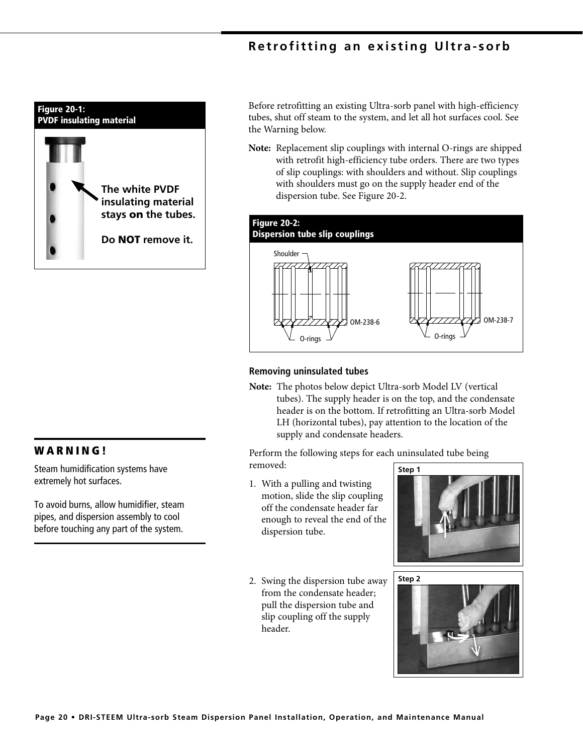## Retrofitting an existing Ultra-sorb

**Figure 20-1:**
**PVDF insulating material**

**The white PVDF insulating material stays on the tubes.**

**Do NOT remove it.**

Before retrofitting an existing Ultra-sorb panel with high-efficiency tubes, shut off steam to the system, and let all hot surfaces cool. See the Warning below.

**Note:** Replacement slip couplings with internal O-rings are shipped with retrofit high-efficiency tube orders. There are two types of slip couplings: with shoulders and without. Slip couplings with shoulders must go on the supply header end of the dispersion tube. See Figure 20-2.

**Figure 20-2:**
**Dispersion tube slip couplings**

Shoulder

OM-238-6

O-rings

OM-238-7

O-rings

### WARNING!

Steam humidification systems have extremely hot surfaces.

To avoid burns, allow humidifier, steam pipes, and dispersion assembly to cool before touching any part of the system.

### Removing uninsulated tubes

**Note:** The photos below depict Ultra-sorb Model LV (vertical tubes). The supply header is on the top, and the condensate header is on the bottom. If retrofitting an Ultra-sorb Model LH (horizontal tubes), pay attention to the location of the supply and condensate headers.

Perform the following steps for each uninsulated tube being removed:

1. With a pulling and twisting motion, slide the slip coupling off the condensate header far enough to reveal the end of the dispersion tube.

**Step 1**

2. Swing the dispersion tube away from the condensate header; pull the dispersion tube and slip coupling off the supply header.

**Step 2**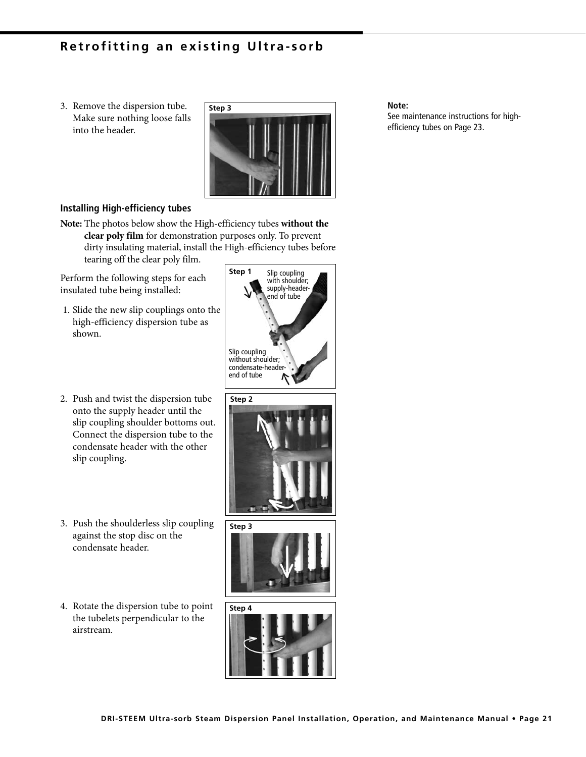# Retrofitting an existing Ultra-sorb

3. Remove the dispersion tube. Make sure nothing loose falls into the header.

Step 3

**Note:**
See maintenance instructions for high-efficiency tubes on Page 23.

## Installing High-efficiency tubes

**Note:** The photos below show the High-efficiency tubes **without the clear poly film** for demonstration purposes only. To prevent dirty insulating material, install the High-efficiency tubes before tearing off the clear poly film.

Perform the following steps for each insulated tube being installed:

1. Slide the new slip couplings onto the high-efficiency dispersion tube as shown.

Step 1

Slip coupling with shoulder; supply-header-end of tube

Slip coupling without shoulder; condensate-header-end of tube

2. Push and twist the dispersion tube onto the supply header until the slip coupling shoulder bottoms out. Connect the dispersion tube to the condensate header with the other slip coupling.

Step 2

3. Push the shoulderless slip coupling against the stop disc on the condensate header.

Step 3

4. Rotate the dispersion tube to point the tubelets perpendicular to the airstream.

Step 4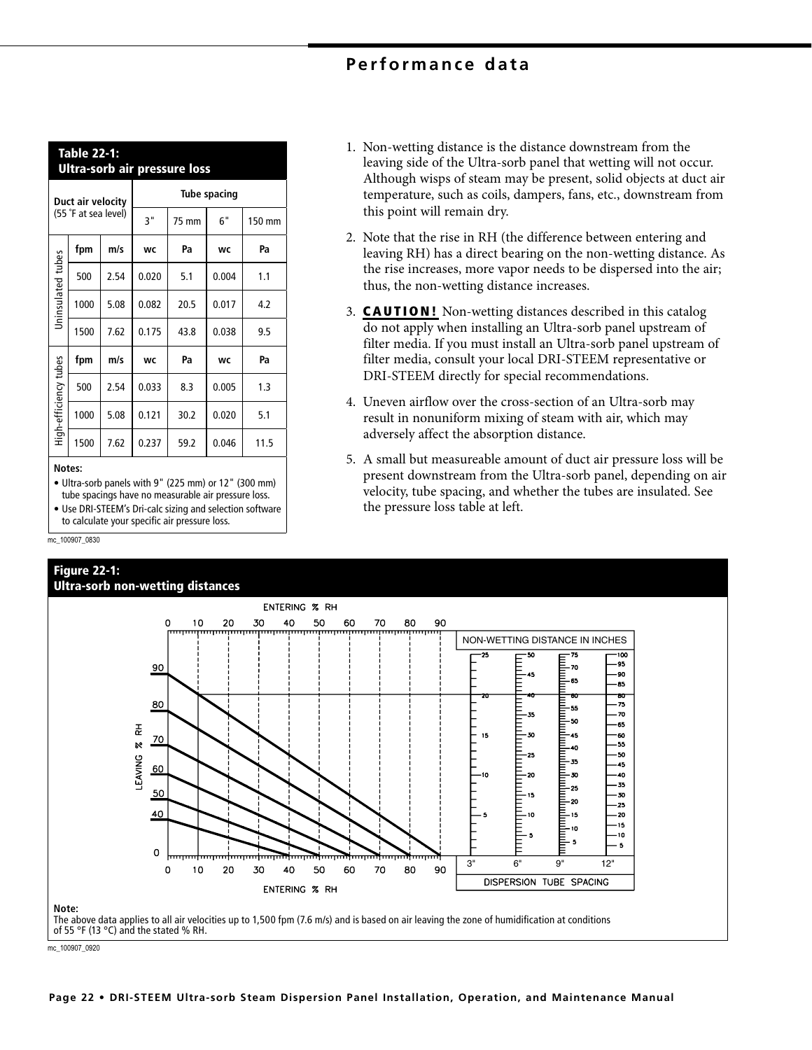# Performance data

**Table 22-1: Ultra-sorb air pressure loss**

| | Duct air velocity (55 °F at sea level) | | Tube spacing | | | |
|---|---|---|---|---|---|---|
| | | | 3" | 75 mm | 6" | 150 mm |
| Uninsulated tubes | fpm | m/s | wc | Pa | wc | Pa |
| | 500 | 2.54 | 0.020 | 5.1 | 0.004 | 1.1 |
| | 1000 | 5.08 | 0.082 | 20.5 | 0.017 | 4.2 |
| | 1500 | 7.62 | 0.175 | 43.8 | 0.038 | 9.5 |
| High-efficiency tubes | fpm | m/s | wc | Pa | wc | Pa |
| | 500 | 2.54 | 0.033 | 8.3 | 0.005 | 1.3 |
| | 1000 | 5.08 | 0.121 | 30.2 | 0.020 | 5.1 |
| | 1500 | 7.62 | 0.237 | 59.2 | 0.046 | 11.5 |

**Notes:**

- Ultra-sorb panels with 9" (225 mm) or 12" (300 mm) tube spacings have no measurable air pressure loss.
- Use DRI-STEEM's Dri-calc sizing and selection software to calculate your specific air pressure loss.

mc_100907_0830

1. Non-wetting distance is the distance downstream from the leaving side of the Ultra-sorb panel that wetting will not occur. Although wisps of steam may be present, solid objects at duct air temperature, such as coils, dampers, fans, etc., downstream from this point will remain dry.
2. Note that the rise in RH (the difference between entering and leaving RH) has a direct bearing on the non-wetting distance. As the rise increases, more vapor needs to be dispersed into the air; thus, the non-wetting distance increases.
3. **CAUTION!** Non-wetting distances described in this catalog do not apply when installing an Ultra-sorb panel upstream of filter media. If you must install an Ultra-sorb panel upstream of filter media, consult your local DRI-STEEM representative or DRI-STEEM directly for special recommendations.
4. Uneven airflow over the cross-section of an Ultra-sorb may result in nonuniform mixing of steam with air, which may adversely affect the absorption distance.
5. A small but measureable amount of duct air pressure loss will be present downstream from the Ultra-sorb panel, depending on air velocity, tube spacing, and whether the tubes are insulated. See the pressure loss table at left.

**Figure 22-1: Ultra-sorb non-wetting distances**

**Note:**
The above data applies to all air velocities up to 1,500 fpm (7.6 m/s) and is based on air leaving the zone of humidification at conditions of 55 °F (13 °C) and the stated % RH.

mc_100907_0920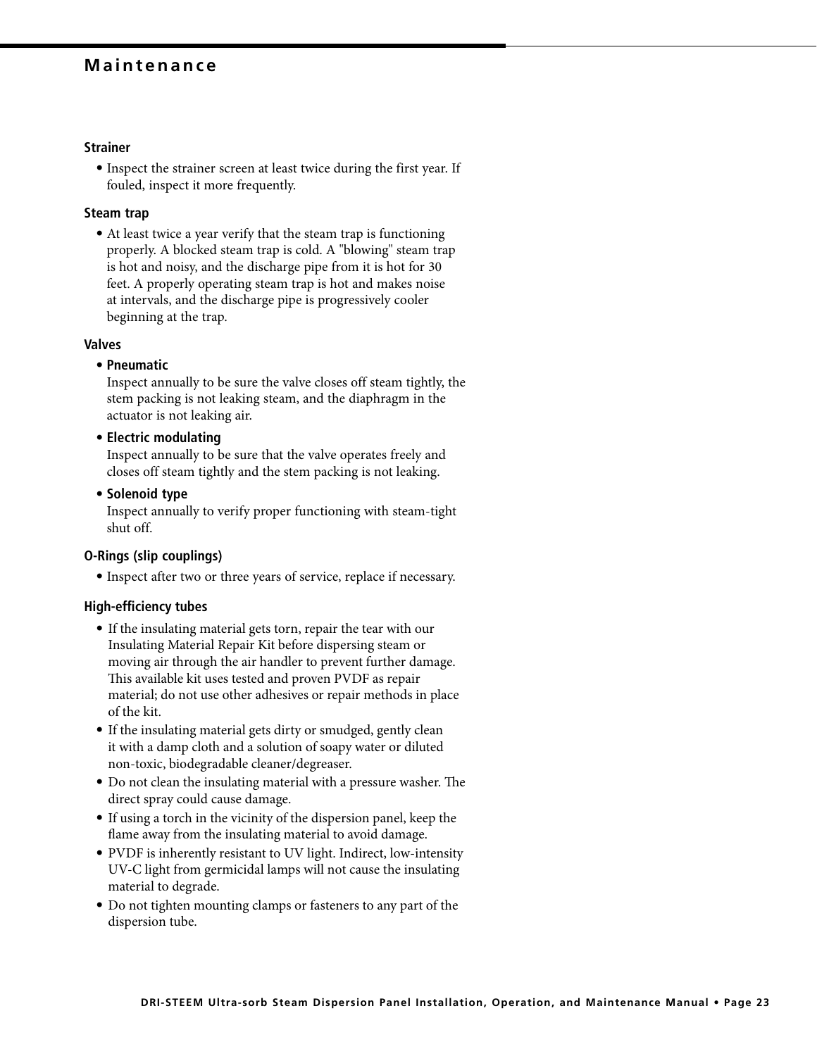# Maintenance

### Strainer

- Inspect the strainer screen at least twice during the first year. If fouled, inspect it more frequently.

### Steam trap

- At least twice a year verify that the steam trap is functioning properly. A blocked steam trap is cold. A "blowing" steam trap is hot and noisy, and the discharge pipe from it is hot for 30 feet. A properly operating steam trap is hot and makes noise at intervals, and the discharge pipe is progressively cooler beginning at the trap.

### Valves

- **Pneumatic**
  Inspect annually to be sure the valve closes off steam tightly, the stem packing is not leaking steam, and the diaphragm in the actuator is not leaking air.
- **Electric modulating**
  Inspect annually to be sure that the valve operates freely and closes off steam tightly and the stem packing is not leaking.
- **Solenoid type**
  Inspect annually to verify proper functioning with steam-tight shut off.

### O-Rings (slip couplings)

- Inspect after two or three years of service, replace if necessary.

### High-efficiency tubes

- If the insulating material gets torn, repair the tear with our Insulating Material Repair Kit before dispersing steam or moving air through the air handler to prevent further damage. This available kit uses tested and proven PVDF as repair material; do not use other adhesives or repair methods in place of the kit.
- If the insulating material gets dirty or smudged, gently clean it with a damp cloth and a solution of soapy water or diluted non-toxic, biodegradable cleaner/degreaser.
- Do not clean the insulating material with a pressure washer. The direct spray could cause damage.
- If using a torch in the vicinity of the dispersion panel, keep the flame away from the insulating material to avoid damage.
- PVDF is inherently resistant to UV light. Indirect, low-intensity UV-C light from germicidal lamps will not cause the insulating material to degrade.
- Do not tighten mounting clamps or fasteners to any part of the dispersion tube.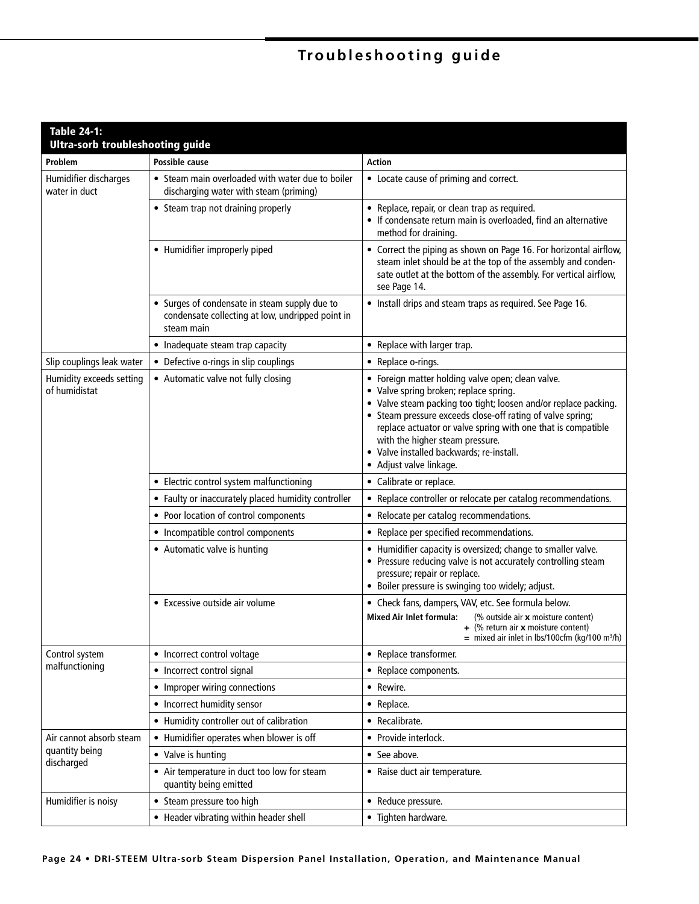# Troubleshooting guide

**Table 24-1: Ultra-sorb troubleshooting guide**

| Problem | Possible cause | Action |
|---|---|---|
| Humidifier discharges water in duct | • Steam main overloaded with water due to boiler discharging water with steam (priming) | • Locate cause of priming and correct. |
| | • Steam trap not draining properly | • Replace, repair, or clean trap as required.<br>• If condensate return main is overloaded, find an alternative method for draining. |
| | • Humidifier improperly piped | • Correct the piping as shown on Page 16. For horizontal airflow, steam inlet should be at the top of the assembly and condensate outlet at the bottom of the assembly. For vertical airflow, see Page 14. |
| | • Surges of condensate in steam supply due to condensate collecting at low, undripped point in steam main | • Install drips and steam traps as required. See Page 16. |
| | • Inadequate steam trap capacity | • Replace with larger trap. |
| Slip couplings leak water | • Defective o-rings in slip couplings | • Replace o-rings. |
| Humidity exceeds setting of humidistat | • Automatic valve not fully closing | • Foreign matter holding valve open; clean valve.<br>• Valve spring broken; replace spring.<br>• Valve steam packing too tight; loosen and/or replace packing.<br>• Steam pressure exceeds close-off rating of valve spring; replace actuator or valve spring with one that is compatible with the higher steam pressure.<br>• Valve installed backwards; re-install.<br>• Adjust valve linkage. |
| | • Electric control system malfunctioning | • Calibrate or replace. |
| | • Faulty or inaccurately placed humidity controller | • Replace controller or relocate per catalog recommendations. |
| | • Poor location of control components | • Relocate per catalog recommendations. |
| | • Incompatible control components | • Replace per specified recommendations. |
| | • Automatic valve is hunting | • Humidifier capacity is oversized; change to smaller valve.<br>• Pressure reducing valve is not accurately controlling steam pressure; repair or replace.<br>• Boiler pressure is swinging too widely; adjust. |
| | • Excessive outside air volume | • Check fans, dampers, VAV, etc. See formula below.<br>**Mixed Air Inlet formula:** (% outside air **x** moisture content) **+** (% return air **x** moisture content) **=** mixed air inlet in lbs/100cfm (kg/100 $m^3$/h) |
| Control system malfunctioning | • Incorrect control voltage | • Replace transformer. |
| | • Incorrect control signal | • Replace components. |
| | • Improper wiring connections | • Rewire. |
| | • Incorrect humidity sensor | • Replace. |
| | • Humidity controller out of calibration | • Recalibrate. |
| Air cannot absorb steam quantity being discharged | • Humidifier operates when blower is off | • Provide interlock. |
| | • Valve is hunting | • See above. |
| | • Air temperature in duct too low for steam quantity being emitted | • Raise duct air temperature. |
| Humidifier is noisy | • Steam pressure too high | • Reduce pressure. |
| | • Header vibrating within header shell | • Tighten hardware. |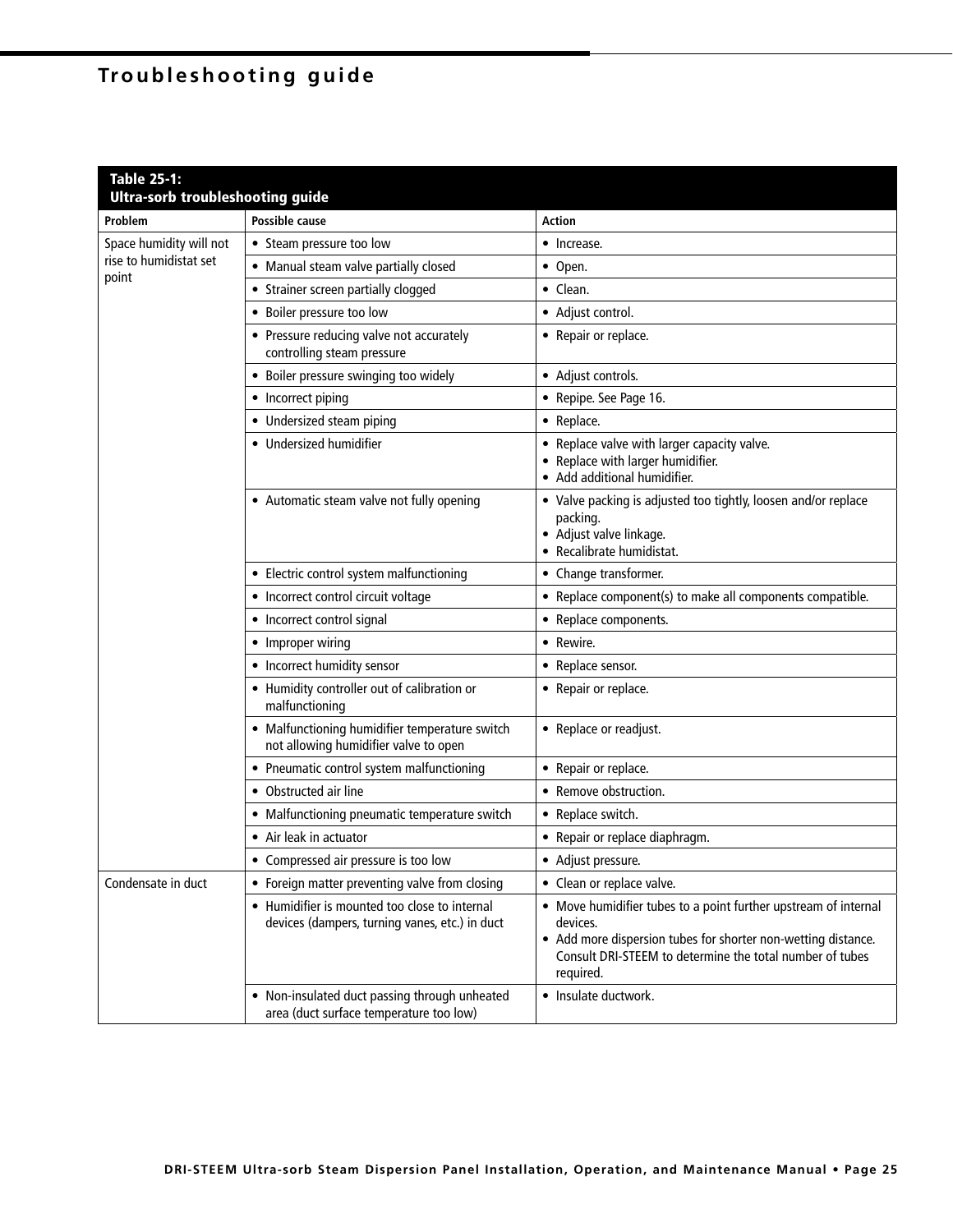# Troubleshooting guide

**Table 25-1:**
**Ultra-sorb troubleshooting guide**

| Problem | Possible cause | Action |
|---|---|---|
| Space humidity will not rise to humidistat set point | • Steam pressure too low | • Increase. |
| | • Manual steam valve partially closed | • Open. |
| | • Strainer screen partially clogged | • Clean. |
| | • Boiler pressure too low | • Adjust control. |
| | • Pressure reducing valve not accurately controlling steam pressure | • Repair or replace. |
| | • Boiler pressure swinging too widely | • Adjust controls. |
| | • Incorrect piping | • Repipe. See Page 16. |
| | • Undersized steam piping | • Replace. |
| | • Undersized humidifier | • Replace valve with larger capacity valve.<br>• Replace with larger humidifier.<br>• Add additional humidifier. |
| | • Automatic steam valve not fully opening | • Valve packing is adjusted too tightly, loosen and/or replace packing.<br>• Adjust valve linkage.<br>• Recalibrate humidistat. |
| | • Electric control system malfunctioning | • Change transformer. |
| | • Incorrect control circuit voltage | • Replace component(s) to make all components compatible. |
| | • Incorrect control signal | • Replace components. |
| | • Improper wiring | • Rewire. |
| | • Incorrect humidity sensor | • Replace sensor. |
| | • Humidity controller out of calibration or malfunctioning | • Repair or replace. |
| | • Malfunctioning humidifier temperature switch not allowing humidifier valve to open | • Replace or readjust. |
| | • Pneumatic control system malfunctioning | • Repair or replace. |
| | • Obstructed air line | • Remove obstruction. |
| | • Malfunctioning pneumatic temperature switch | • Replace switch. |
| | • Air leak in actuator | • Repair or replace diaphragm. |
| | • Compressed air pressure is too low | • Adjust pressure. |
| Condensate in duct | • Foreign matter preventing valve from closing | • Clean or replace valve. |
| | • Humidifier is mounted too close to internal devices (dampers, turning vanes, etc.) in duct | • Move humidifier tubes to a point further upstream of internal devices.<br>• Add more dispersion tubes for shorter non-wetting distance. Consult DRI-STEEM to determine the total number of tubes required. |
| | • Non-insulated duct passing through unheated area (duct surface temperature too low) | • Insulate ductwork. |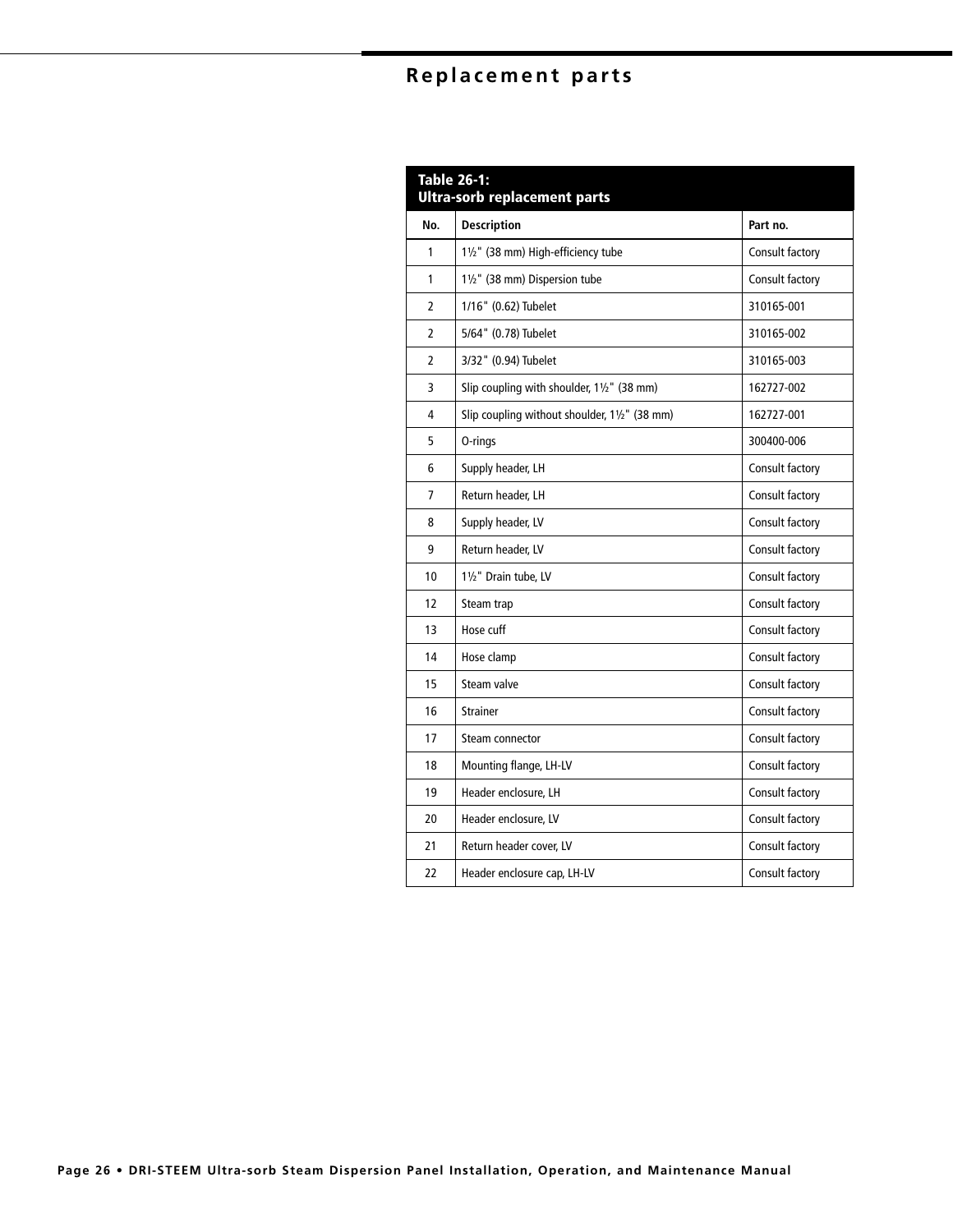# Replacement parts

**Table 26-1:**
**Ultra-sorb replacement parts**

| No. | Description | Part no. |
|---|---|---|
| 1 | 1½" (38 mm) High-efficiency tube | Consult factory |
| 1 | 1½" (38 mm) Dispersion tube | Consult factory |
| 2 | 1/16" (0.62) Tubelet | 310165-001 |
| 2 | 5/64" (0.78) Tubelet | 310165-002 |
| 2 | 3/32" (0.94) Tubelet | 310165-003 |
| 3 | Slip coupling with shoulder, 1½" (38 mm) | 162727-002 |
| 4 | Slip coupling without shoulder, 1½" (38 mm) | 162727-001 |
| 5 | O-rings | 300400-006 |
| 6 | Supply header, LH | Consult factory |
| 7 | Return header, LH | Consult factory |
| 8 | Supply header, LV | Consult factory |
| 9 | Return header, LV | Consult factory |
| 10 | 1½" Drain tube, LV | Consult factory |
| 12 | Steam trap | Consult factory |
| 13 | Hose cuff | Consult factory |
| 14 | Hose clamp | Consult factory |
| 15 | Steam valve | Consult factory |
| 16 | Strainer | Consult factory |
| 17 | Steam connector | Consult factory |
| 18 | Mounting flange, LH-LV | Consult factory |
| 19 | Header enclosure, LH | Consult factory |
| 20 | Header enclosure, LV | Consult factory |
| 21 | Return header cover, LV | Consult factory |
| 22 | Header enclosure cap, LH-LV | Consult factory |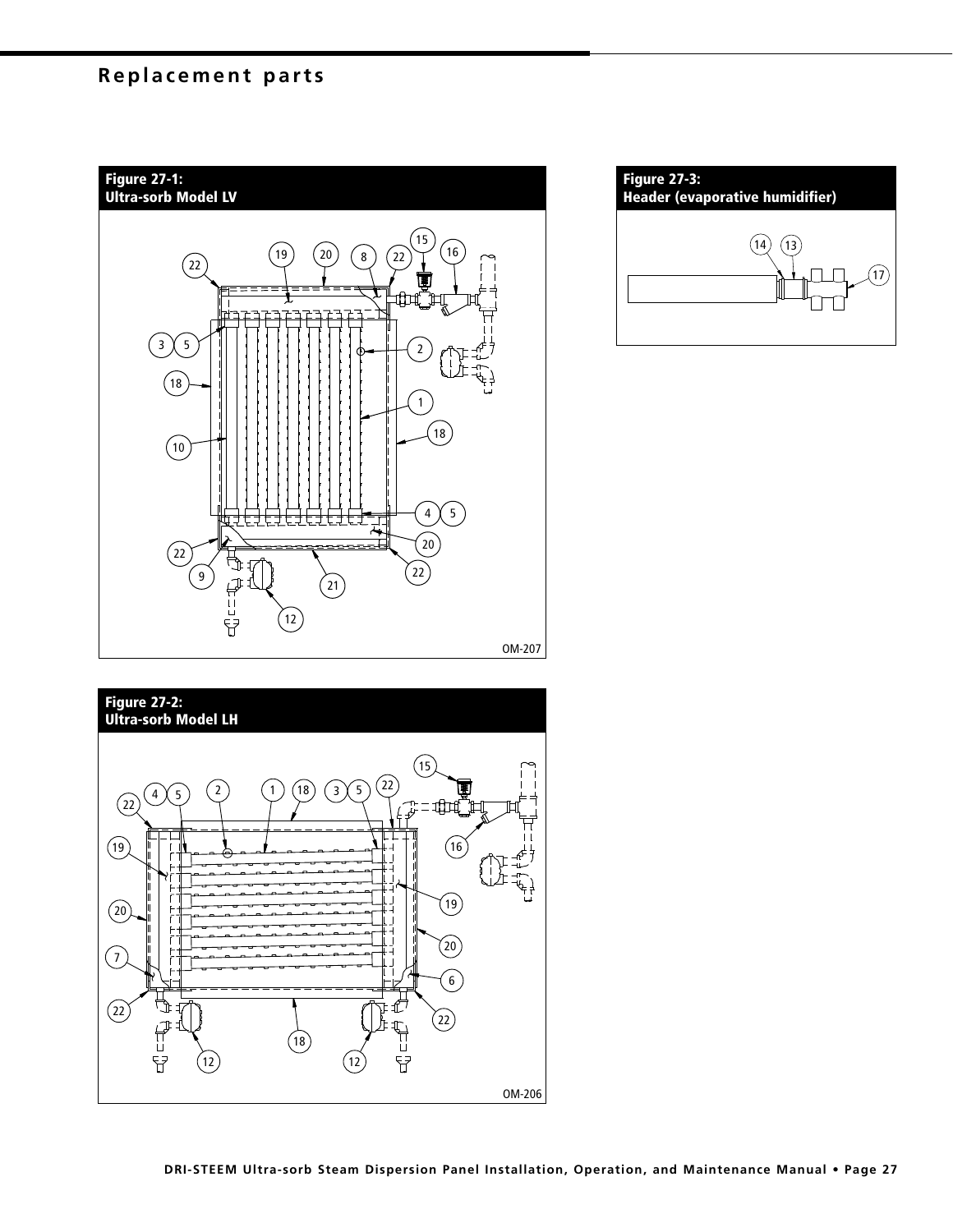# Replacement parts

**Figure 27-1:**
**Ultra-sorb Model LV**

OM-207

**Figure 27-2:**
**Ultra-sorb Model LH**

OM-206

**Figure 27-3:**
**Header (evaporative humidifier)**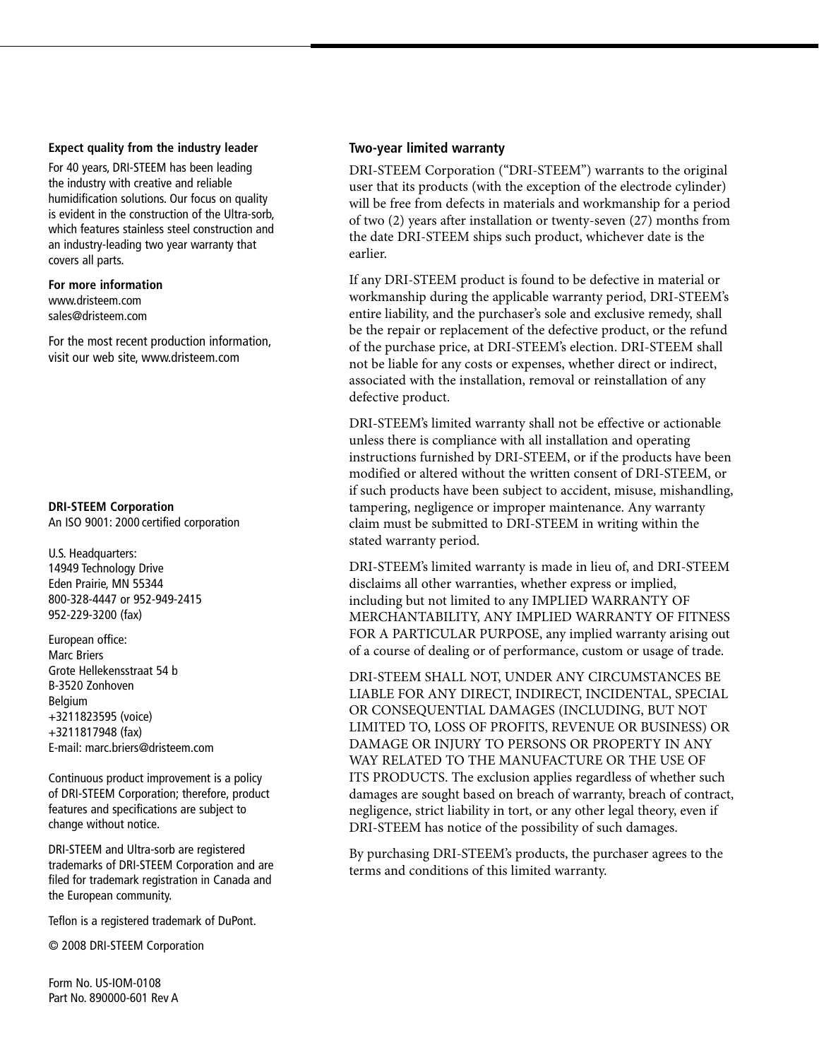**Expect quality from the industry leader**

For 40 years, DRI-STEEM has been leading the industry with creative and reliable humidification solutions. Our focus on quality is evident in the construction of the Ultra-sorb, which features stainless steel construction and an industry-leading two year warranty that covers all parts.

**For more information**
www.dristeem.com
sales@dristeem.com

For the most recent production information, visit our web site, www.dristeem.com

**DRI-STEEM Corporation**
An ISO 9001: 2000 certified corporation

U.S. Headquarters:
14949 Technology Drive
Eden Prairie, MN 55344
800-328-4447 or 952-949-2415
952-229-3200 (fax)

European office:
Marc Briers
Grote Hellekensstraat 54 b
B-3520 Zonhoven
Belgium
+3211823595 (voice)
+3211817948 (fax)
E-mail: marc.briers@dristeem.com

Continuous product improvement is a policy of DRI-STEEM Corporation; therefore, product features and specifications are subject to change without notice.

DRI-STEEM and Ultra-sorb are registered trademarks of DRI-STEEM Corporation and are filed for trademark registration in Canada and the European community.

Teflon is a registered trademark of DuPont.

© 2008 DRI-STEEM Corporation

Form No. US-IOM-0108
Part No. 890000-601 Rev A

## Two-year limited warranty

DRI-STEEM Corporation ("DRI-STEEM") warrants to the original user that its products (with the exception of the electrode cylinder) will be free from defects in materials and workmanship for a period of two (2) years after installation or twenty-seven (27) months from the date DRI-STEEM ships such product, whichever date is the earlier.

If any DRI-STEEM product is found to be defective in material or workmanship during the applicable warranty period, DRI-STEEM's entire liability, and the purchaser's sole and exclusive remedy, shall be the repair or replacement of the defective product, or the refund of the purchase price, at DRI-STEEM's election. DRI-STEEM shall not be liable for any costs or expenses, whether direct or indirect, associated with the installation, removal or reinstallation of any defective product.

DRI-STEEM's limited warranty shall not be effective or actionable unless there is compliance with all installation and operating instructions furnished by DRI-STEEM, or if the products have been modified or altered without the written consent of DRI-STEEM, or if such products have been subject to accident, misuse, mishandling, tampering, negligence or improper maintenance. Any warranty claim must be submitted to DRI-STEEM in writing within the stated warranty period.

DRI-STEEM's limited warranty is made in lieu of, and DRI-STEEM disclaims all other warranties, whether express or implied, including but not limited to any IMPLIED WARRANTY OF MERCHANTABILITY, ANY IMPLIED WARRANTY OF FITNESS FOR A PARTICULAR PURPOSE, any implied warranty arising out of a course of dealing or of performance, custom or usage of trade.

DRI-STEEM SHALL NOT, UNDER ANY CIRCUMSTANCES BE LIABLE FOR ANY DIRECT, INDIRECT, INCIDENTAL, SPECIAL OR CONSEQUENTIAL DAMAGES (INCLUDING, BUT NOT LIMITED TO, LOSS OF PROFITS, REVENUE OR BUSINESS) OR DAMAGE OR INJURY TO PERSONS OR PROPERTY IN ANY WAY RELATED TO THE MANUFACTURE OR THE USE OF ITS PRODUCTS. The exclusion applies regardless of whether such damages are sought based on breach of warranty, breach of contract, negligence, strict liability in tort, or any other legal theory, even if DRI-STEEM has notice of the possibility of such damages.

By purchasing DRI-STEEM's products, the purchaser agrees to the terms and conditions of this limited warranty.